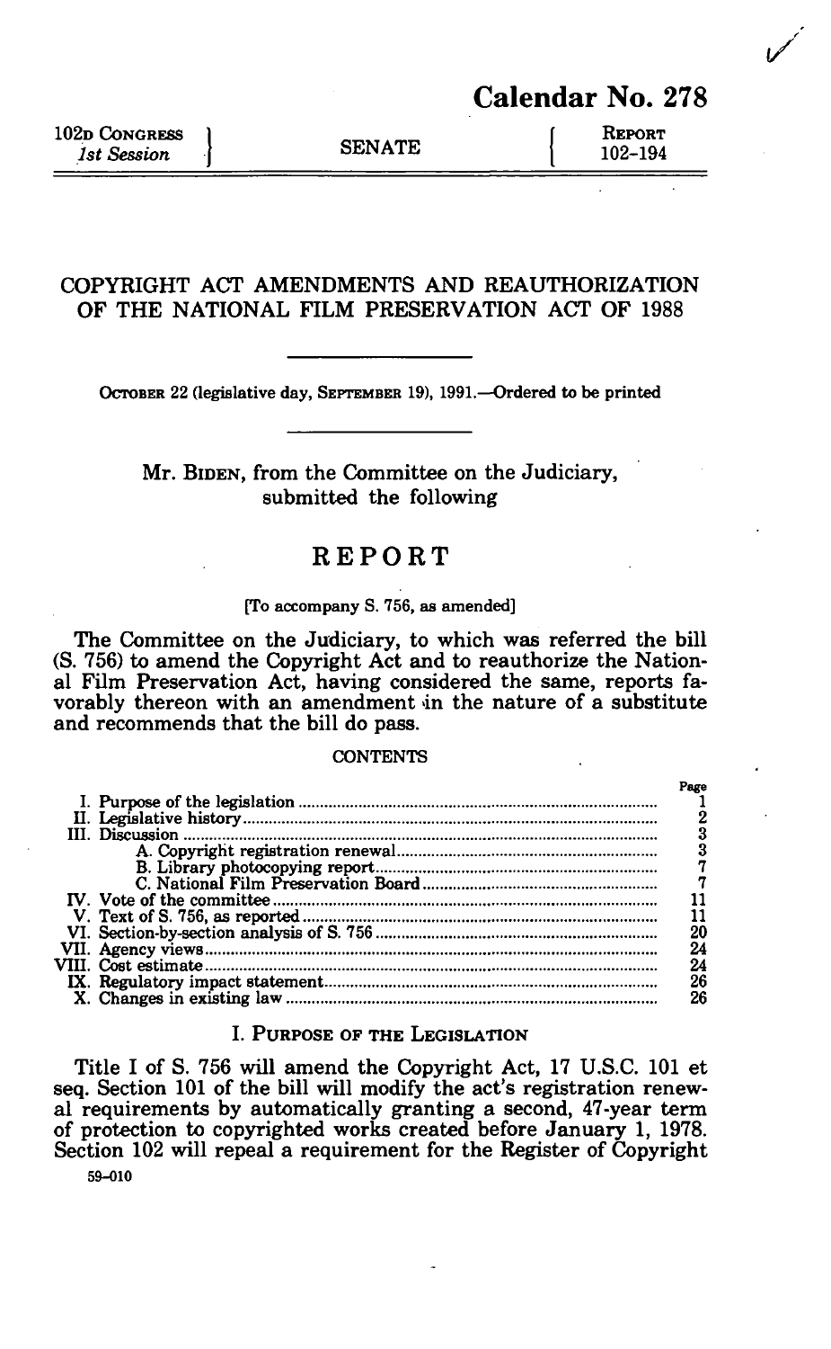# Calendar No. 278

102D CONGRESS
*1st Session*

SENATE

REPORT
102–194

## COPYRIGHT ACT AMENDMENTS AND REAUTHORIZATION OF THE NATIONAL FILM PRESERVATION ACT OF 1988

OCTOBER 22 (legislative day, SEPTEMBER 19), 1991.—Ordered to be printed

Mr. BIDEN, from the Committee on the Judiciary, submitted the following

# REPORT

[To accompany S. 756, as amended]

The Committee on the Judiciary, to which was referred the bill (S. 756) to amend the Copyright Act and to reauthorize the National Film Preservation Act, having considered the same, reports favorably thereon with an amendment in the nature of a substitute and recommends that the bill do pass.

CONTENTS

| | Page |
|---|---|
| I. Purpose of the legislation | 1 |
| II. Legislative history | 2 |
| III. Discussion | 3 |
| A. Copyright registration renewal | 3 |
| B. Library photocopying report | 7 |
| C. National Film Preservation Board | 7 |
| IV. Vote of the committee | 11 |
| V. Text of S. 756, as reported | 11 |
| VI. Section-by-section analysis of S. 756 | 20 |
| VII. Agency views | 24 |
| VIII. Cost estimate | 24 |
| IX. Regulatory impact statement | 26 |
| X. Changes in existing law | 26 |

## I. PURPOSE OF THE LEGISLATION

Title I of S. 756 will amend the Copyright Act, 17 U.S.C. 101 et seq. Section 101 of the bill will modify the act's registration renewal requirements by automatically granting a second, 47-year term of protection to copyrighted works created before January 1, 1978. Section 102 will repeal a requirement for the Register of Copyright

59–010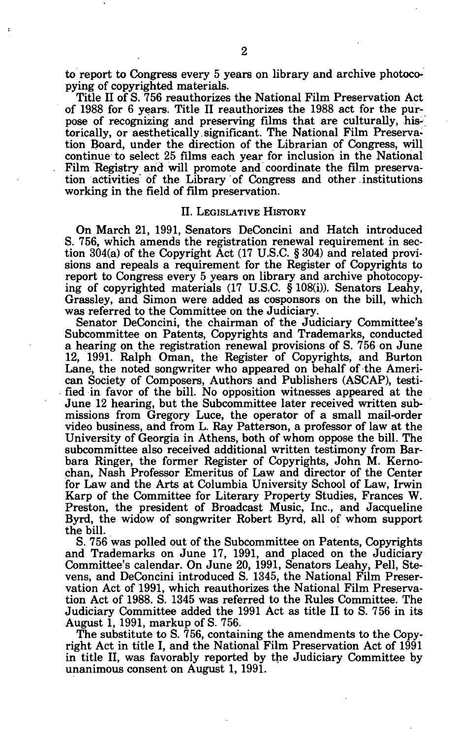to report to Congress every 5 years on library and archive photocopying of copyrighted materials.

Title II of S. 756 reauthorizes the National Film Preservation Act of 1988 for 6 years. Title II reauthorizes the 1988 act for the purpose of recognizing and preserving films that are culturally, historically, or aesthetically significant. The National Film Preservation Board, under the direction of the Librarian of Congress, will continue to select 25 films each year for inclusion in the National Film Registry and will promote and coordinate the film preservation activities of the Library of Congress and other institutions working in the field of film preservation.

## II. Legislative History

On March 21, 1991, Senators DeConcini and Hatch introduced S. 756, which amends the registration renewal requirement in section 304(a) of the Copyright Act (17 U.S.C. § 304) and related provisions and repeals a requirement for the Register of Copyrights to report to Congress every 5 years on library and archive photocopying of copyrighted materials (17 U.S.C. § 108(i)). Senators Leahy, Grassley, and Simon were added as cosponsors on the bill, which was referred to the Committee on the Judiciary.

Senator DeConcini, the chairman of the Judiciary Committee's Subcommittee on Patents, Copyrights and Trademarks, conducted a hearing on the registration renewal provisions of S. 756 on June 12, 1991. Ralph Oman, the Register of Copyrights, and Burton Lane, the noted songwriter who appeared on behalf of the American Society of Composers, Authors and Publishers (ASCAP), testified in favor of the bill. No opposition witnesses appeared at the June 12 hearing, but the Subcommittee later received written submissions from Gregory Luce, the operator of a small mail-order video business, and from L. Ray Patterson, a professor of law at the University of Georgia in Athens, both of whom oppose the bill. The subcommittee also received additional written testimony from Barbara Ringer, the former Register of Copyrights, John M. Kernochan, Nash Professor Emeritus of Law and director of the Center for Law and the Arts at Columbia University School of Law, Irwin Karp of the Committee for Literary Property Studies, Frances W. Preston, the president of Broadcast Music, Inc., and Jacqueline Byrd, the widow of songwriter Robert Byrd, all of whom support the bill.

S. 756 was polled out of the Subcommittee on Patents, Copyrights and Trademarks on June 17, 1991, and placed on the Judiciary Committee's calendar. On June 20, 1991, Senators Leahy, Pell, Stevens, and DeConcini introduced S. 1345, the National Film Preservation Act of 1991, which reauthorizes the National Film Preservation Act of 1988. S. 1345 was referred to the Rules Committee. The Judiciary Committee added the 1991 Act as title II to S. 756 in its August 1, 1991, markup of S. 756.

The substitute to S. 756, containing the amendments to the Copyright Act in title I, and the National Film Preservation Act of 1991 in title II, was favorably reported by the Judiciary Committee by unanimous consent on August 1, 1991.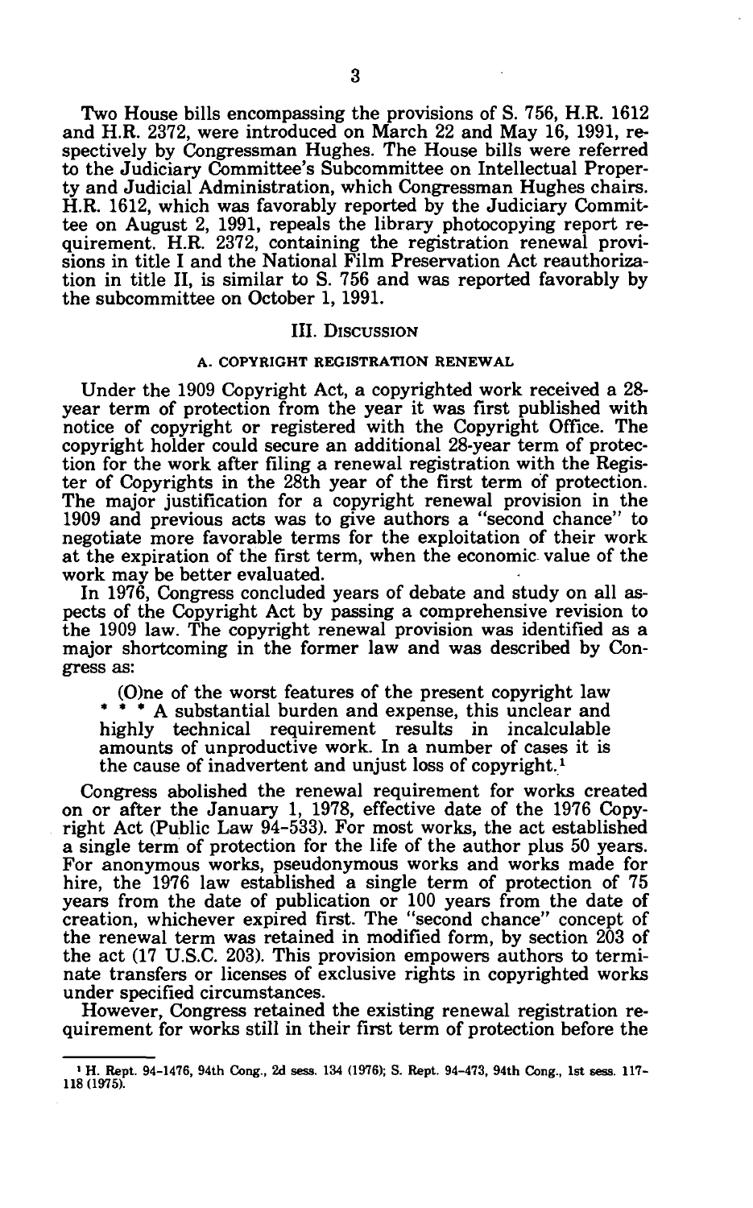Two House bills encompassing the provisions of S. 756, H.R. 1612 and H.R. 2372, were introduced on March 22 and May 16, 1991, respectively by Congressman Hughes. The House bills were referred to the Judiciary Committee's Subcommittee on Intellectual Property and Judicial Administration, which Congressman Hughes chairs. H.R. 1612, which was favorably reported by the Judiciary Committee on August 2, 1991, repeals the library photocopying report requirement. H.R. 2372, containing the registration renewal provisions in title I and the National Film Preservation Act reauthorization in title II, is similar to S. 756 and was reported favorably by the subcommittee on October 1, 1991.

## III. Discussion

### A. Copyright Registration Renewal

Under the 1909 Copyright Act, a copyrighted work received a 28-year term of protection from the year it was first published with notice of copyright or registered with the Copyright Office. The copyright holder could secure an additional 28-year term of protection for the work after filing a renewal registration with the Register of Copyrights in the 28th year of the first term of protection. The major justification for a copyright renewal provision in the 1909 and previous acts was to give authors a "second chance" to negotiate more favorable terms for the exploitation of their work at the expiration of the first term, when the economic value of the work may be better evaluated.

In 1976, Congress concluded years of debate and study on all aspects of the Copyright Act by passing a comprehensive revision to the 1909 law. The copyright renewal provision was identified as a major shortcoming in the former law and was described by Congress as:

> (O)ne of the worst features of the present copyright law * * * A substantial burden and expense, this unclear and highly technical requirement results in incalculable amounts of unproductive work. In a number of cases it is the cause of inadvertent and unjust loss of copyright.[1]

Congress abolished the renewal requirement for works created on or after the January 1, 1978, effective date of the 1976 Copyright Act (Public Law 94-533). For most works, the act established a single term of protection for the life of the author plus 50 years. For anonymous works, pseudonymous works and works made for hire, the 1976 law established a single term of protection of 75 years from the date of publication or 100 years from the date of creation, whichever expired first. The "second chance" concept of the renewal term was retained in modified form, by section 203 of the act (17 U.S.C. 203). This provision empowers authors to terminate transfers or licenses of exclusive rights in copyrighted works under specified circumstances.

However, Congress retained the existing renewal registration requirement for works still in their first term of protection before the

---

[1] H. Rept. 94-1476, 94th Cong., 2d sess. 134 (1976); S. Rept. 94-473, 94th Cong., 1st sess. 117-118 (1975).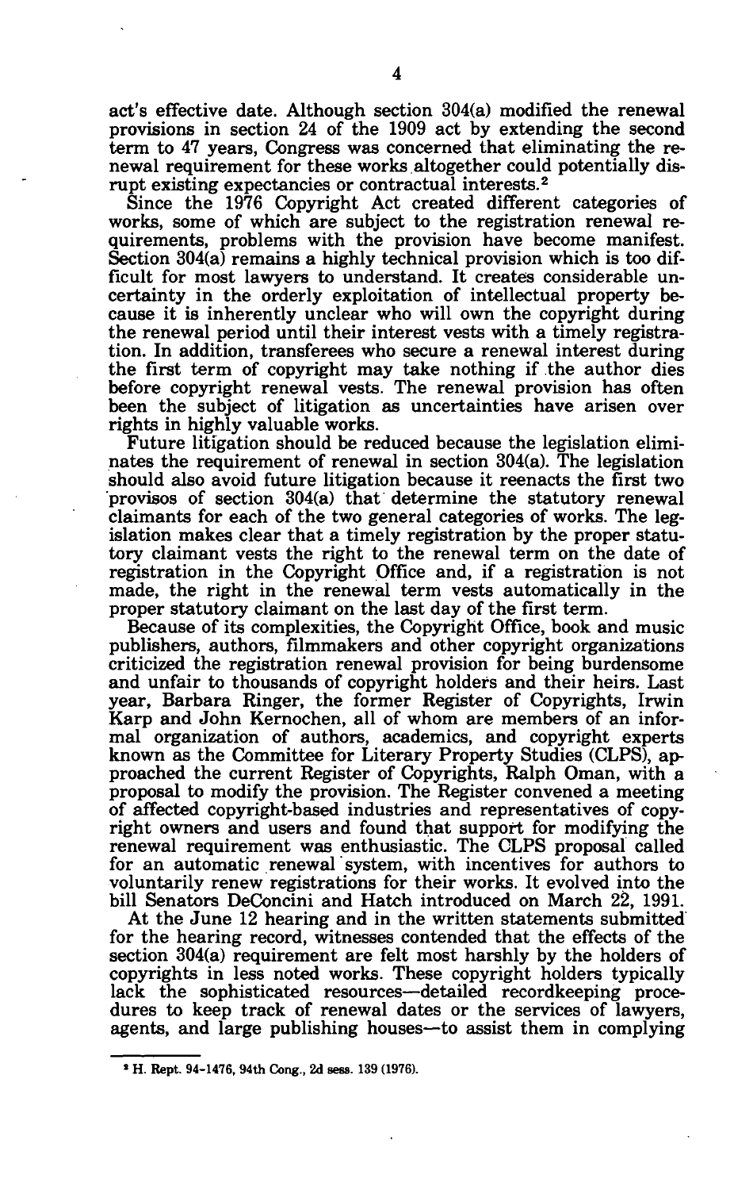act's effective date. Although section 304(a) modified the renewal provisions in section 24 of the 1909 act by extending the second term to 47 years, Congress was concerned that eliminating the renewal requirement for these works altogether could potentially disrupt existing expectancies or contractual interests.[2]

Since the 1976 Copyright Act created different categories of works, some of which are subject to the registration renewal requirements, problems with the provision have become manifest. Section 304(a) remains a highly technical provision which is too difficult for most lawyers to understand. It creates considerable uncertainty in the orderly exploitation of intellectual property because it is inherently unclear who will own the copyright during the renewal period until their interest vests with a timely registration. In addition, transferees who secure a renewal interest during the first term of copyright may take nothing if the author dies before copyright renewal vests. The renewal provision has often been the subject of litigation as uncertainties have arisen over rights in highly valuable works.

Future litigation should be reduced because the legislation eliminates the requirement of renewal in section 304(a). The legislation should also avoid future litigation because it reenacts the first two provisos of section 304(a) that determine the statutory renewal claimants for each of the two general categories of works. The legislation makes clear that a timely registration by the proper statutory claimant vests the right to the renewal term on the date of registration in the Copyright Office and, if a registration is not made, the right in the renewal term vests automatically in the proper statutory claimant on the last day of the first term.

Because of its complexities, the Copyright Office, book and music publishers, authors, filmmakers and other copyright organizations criticized the registration renewal provision for being burdensome and unfair to thousands of copyright holders and their heirs. Last year, Barbara Ringer, the former Register of Copyrights, Irwin Karp and John Kernochen, all of whom are members of an informal organization of authors, academics, and copyright experts known as the Committee for Literary Property Studies (CLPS), approached the current Register of Copyrights, Ralph Oman, with a proposal to modify the provision. The Register convened a meeting of affected copyright-based industries and representatives of copyright owners and users and found that support for modifying the renewal requirement was enthusiastic. The CLPS proposal called for an automatic renewal system, with incentives for authors to voluntarily renew registrations for their works. It evolved into the bill Senators DeConcini and Hatch introduced on March 22, 1991.

At the June 12 hearing and in the written statements submitted for the hearing record, witnesses contended that the effects of the section 304(a) requirement are felt most harshly by the holders of copyrights in less noted works. These copyright holders typically lack the sophisticated resources—detailed recordkeeping procedures to keep track of renewal dates or the services of lawyers, agents, and large publishing houses—to assist them in complying

---

[2] H. Rept. 94-1476, 94th Cong., 2d sess. 139 (1976).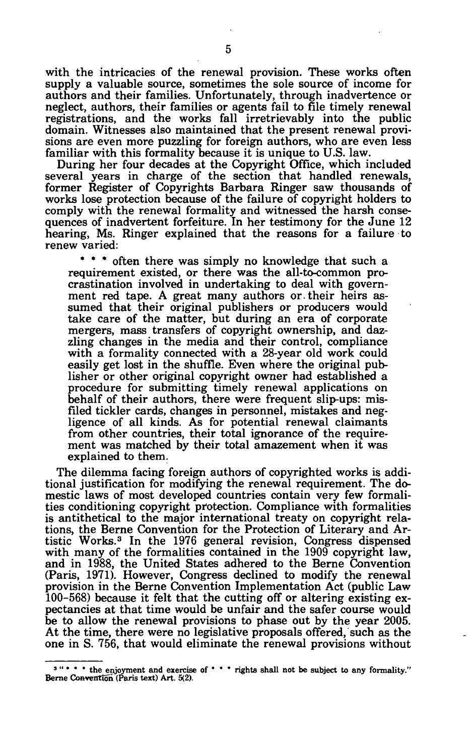with the intricacies of the renewal provision. These works often supply a valuable source, sometimes the sole source of income for authors and their families. Unfortunately, through inadvertence or neglect, authors, their families or agents fail to file timely renewal registrations, and the works fall irretrievably into the public domain. Witnesses also maintained that the present renewal provisions are even more puzzling for foreign authors, who are even less familiar with this formality because it is unique to U.S. law.

During her four decades at the Copyright Office, which included several years in charge of the section that handled renewals, former Register of Copyrights Barbara Ringer saw thousands of works lose protection because of the failure of copyright holders to comply with the renewal formality and witnessed the harsh consequences of inadvertent forfeiture. In her testimony for the June 12 hearing, Ms. Ringer explained that the reasons for a failure to renew varied:

> * * * often there was simply no knowledge that such a requirement existed, or there was the all-to-common procrastination involved in undertaking to deal with government red tape. A great many authors or their heirs assumed that their original publishers or producers would take care of the matter, but during an era of corporate mergers, mass transfers of copyright ownership, and dazzling changes in the media and their control, compliance with a formality connected with a 28-year old work could easily get lost in the shuffle. Even where the original publisher or other original copyright owner had established a procedure for submitting timely renewal applications on behalf of their authors, there were frequent slip-ups: misfiled tickler cards, changes in personnel, mistakes and negligence of all kinds. As for potential renewal claimants from other countries, their total ignorance of the requirement was matched by their total amazement when it was explained to them.

The dilemma facing foreign authors of copyrighted works is additional justification for modifying the renewal requirement. The domestic laws of most developed countries contain very few formalities conditioning copyright protection. Compliance with formalities is antithetical to the major international treaty on copyright relations, the Berne Convention for the Protection of Literary and Artistic Works.[3] In the 1976 general revision, Congress dispensed with many of the formalities contained in the 1909 copyright law, and in 1988, the United States adhered to the Berne Convention (Paris, 1971). However, Congress declined to modify the renewal provision in the Berne Convention Implementation Act (public Law 100-568) because it felt that the cutting off or altering existing expectancies at that time would be unfair and the safer course would be to allow the renewal provisions to phase out by the year 2005. At the time, there were no legislative proposals offered, such as the one in S. 756, that would eliminate the renewal provisions without

---

[3] "* * * the enjoyment and exercise of * * * rights shall not be subject to any formality." Berne Convention (Paris text) Art. 5(2).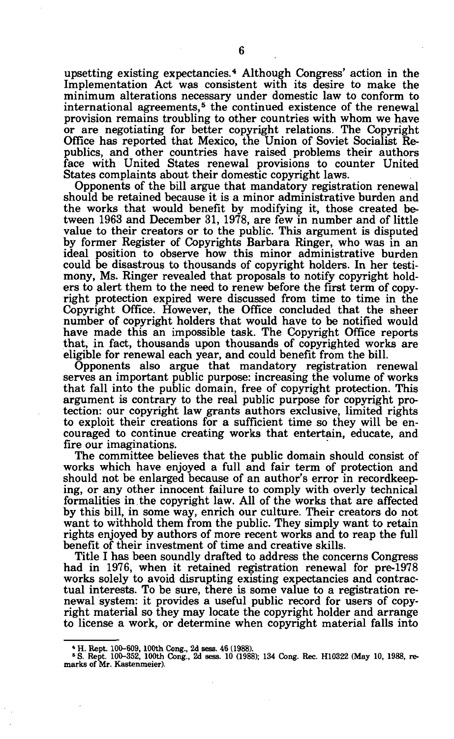upsetting existing expectancies.[4] Although Congress' action in the Implementation Act was consistent with its desire to make the minimum alterations necessary under domestic law to conform to international agreements,[5] the continued existence of the renewal provision remains troubling to other countries with whom we have or are negotiating for better copyright relations. The Copyright Office has reported that Mexico, the Union of Soviet Socialist Republics, and other countries have raised problems their authors face with United States renewal provisions to counter United States complaints about their domestic copyright laws.

Opponents of the bill argue that mandatory registration renewal should be retained because it is a minor administrative burden and the works that would benefit by modifying it, those created between 1963 and December 31, 1978, are few in number and of little value to their creators or to the public. This argument is disputed by former Register of Copyrights Barbara Ringer, who was in an ideal position to observe how this minor administrative burden could be disastrous to thousands of copyright holders. In her testimony, Ms. Ringer revealed that proposals to notify copyright holders to alert them to the need to renew before the first term of copyright protection expired were discussed from time to time in the Copyright Office. However, the Office concluded that the sheer number of copyright holders that would have to be notified would have made this an impossible task. The Copyright Office reports that, in fact, thousands upon thousands of copyrighted works are eligible for renewal each year, and could benefit from the bill.

Opponents also argue that mandatory registration renewal serves an important public purpose: increasing the volume of works that fall into the public domain, free of copyright protection. This argument is contrary to the real public purpose for copyright protection: our copyright law grants authors exclusive, limited rights to exploit their creations for a sufficient time so they will be encouraged to continue creating works that entertain, educate, and fire our imaginations.

The committee believes that the public domain should consist of works which have enjoyed a full and fair term of protection and should not be enlarged because of an author's error in recordkeeping, or any other innocent failure to comply with overly technical formalities in the copyright law. All of the works that are affected by this bill, in some way, enrich our culture. Their creators do not want to withhold them from the public. They simply want to retain rights enjoyed by authors of more recent works and to reap the full benefit of their investment of time and creative skills.

Title I has been soundly drafted to address the concerns Congress had in 1976, when it retained registration renewal for pre-1978 works solely to avoid disrupting existing expectancies and contractual interests. To be sure, there is some value to a registration renewal system: it provides a useful public record for users of copyright material so they may locate the copyright holder and arrange to license a work, or determine when copyright material falls into

---

[4] H. Rept. 100-609, 100th Cong., 2d sess. 46 (1988).

[5] S. Rept. 100-352, 100th Cong., 2d sess. 10 (1988); 134 Cong. Rec. H10322 (May 10, 1988, remarks of Mr. Kastenmeier).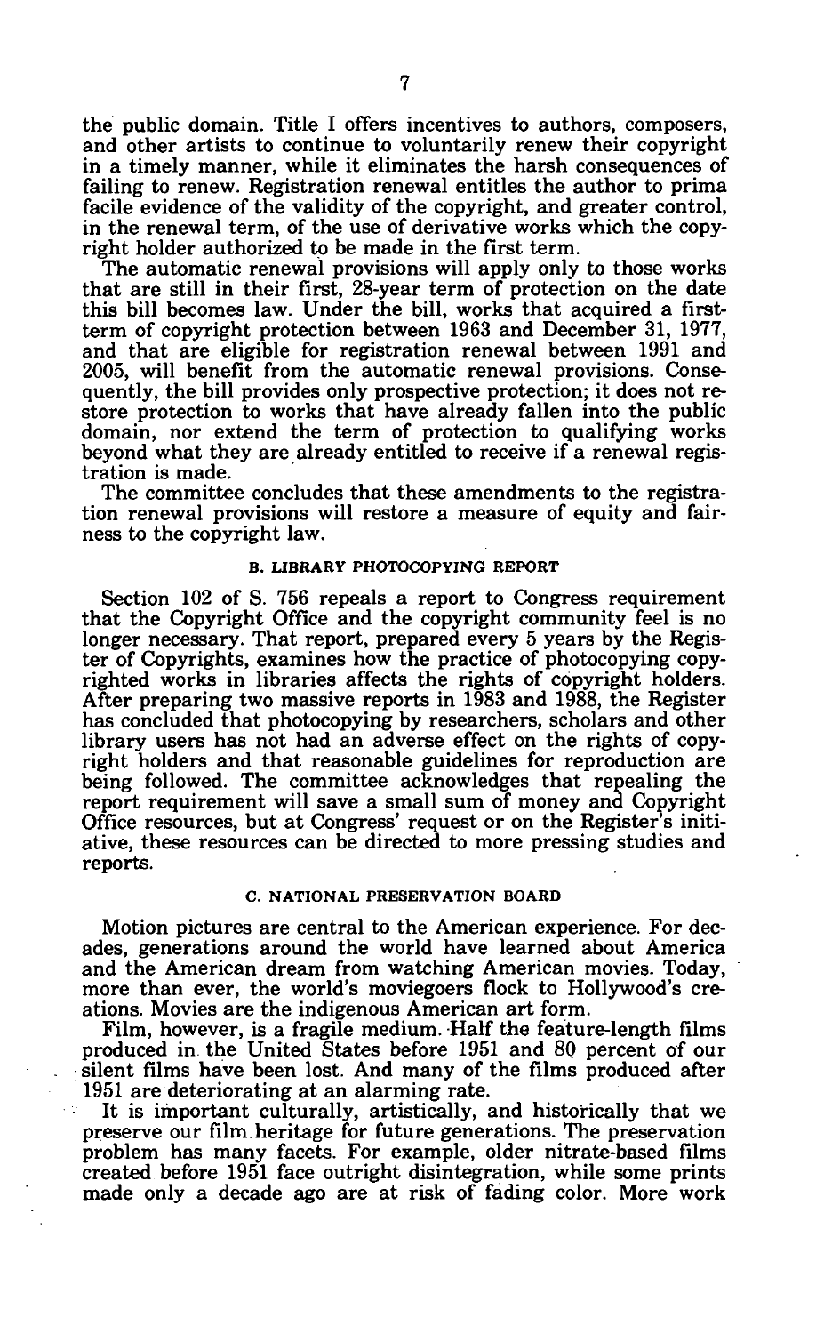the public domain. Title I offers incentives to authors, composers, and other artists to continue to voluntarily renew their copyright in a timely manner, while it eliminates the harsh consequences of failing to renew. Registration renewal entitles the author to prima facile evidence of the validity of the copyright, and greater control, in the renewal term, of the use of derivative works which the copyright holder authorized to be made in the first term.

The automatic renewal provisions will apply only to those works that are still in their first, 28-year term of protection on the date this bill becomes law. Under the bill, works that acquired a first-term of copyright protection between 1963 and December 31, 1977, and that are eligible for registration renewal between 1991 and 2005, will benefit from the automatic renewal provisions. Consequently, the bill provides only prospective protection; it does not restore protection to works that have already fallen into the public domain, nor extend the term of protection to qualifying works beyond what they are already entitled to receive if a renewal registration is made.

The committee concludes that these amendments to the registration renewal provisions will restore a measure of equity and fairness to the copyright law.

### B. LIBRARY PHOTOCOPYING REPORT

Section 102 of S. 756 repeals a report to Congress requirement that the Copyright Office and the copyright community feel is no longer necessary. That report, prepared every 5 years by the Register of Copyrights, examines how the practice of photocopying copyrighted works in libraries affects the rights of copyright holders. After preparing two massive reports in 1983 and 1988, the Register has concluded that photocopying by researchers, scholars and other library users has not had an adverse effect on the rights of copyright holders and that reasonable guidelines for reproduction are being followed. The committee acknowledges that repealing the report requirement will save a small sum of money and Copyright Office resources, but at Congress' request or on the Register's initiative, these resources can be directed to more pressing studies and reports.

### C. NATIONAL PRESERVATION BOARD

Motion pictures are central to the American experience. For decades, generations around the world have learned about America and the American dream from watching American movies. Today, more than ever, the world's moviegoers flock to Hollywood's creations. Movies are the indigenous American art form.

Film, however, is a fragile medium. Half the feature-length films produced in the United States before 1951 and 80 percent of our silent films have been lost. And many of the films produced after 1951 are deteriorating at an alarming rate.

It is important culturally, artistically, and historically that we preserve our film heritage for future generations. The preservation problem has many facets. For example, older nitrate-based films created before 1951 face outright disintegration, while some prints made only a decade ago are at risk of fading color. More work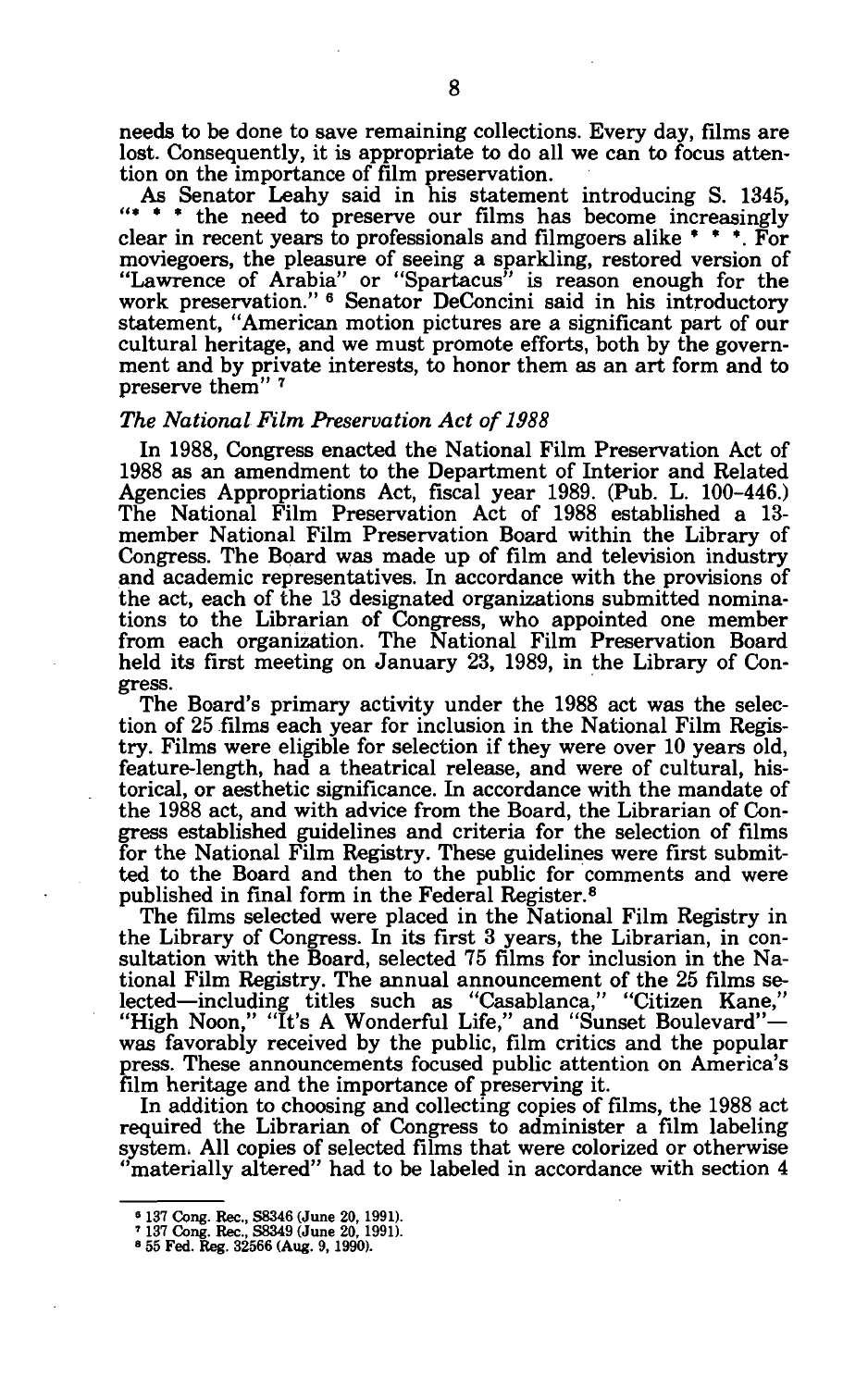needs to be done to save remaining collections. Every day, films are lost. Consequently, it is appropriate to do all we can to focus attention on the importance of film preservation.

As Senator Leahy said in his statement introducing S. 1345, "* * * the need to preserve our films has become increasingly clear in recent years to professionals and filmgoers alike * * *. For moviegoers, the pleasure of seeing a sparkling, restored version of "Lawrence of Arabia" or "Spartacus" is reason enough for the work preservation." [6] Senator DeConcini said in his introductory statement, "American motion pictures are a significant part of our cultural heritage, and we must promote efforts, both by the government and by private interests, to honor them as an art form and to preserve them" [7]

*The National Film Preservation Act of 1988*

In 1988, Congress enacted the National Film Preservation Act of 1988 as an amendment to the Department of Interior and Related Agencies Appropriations Act, fiscal year 1989. (Pub. L. 100-446.) The National Film Preservation Act of 1988 established a 13-member National Film Preservation Board within the Library of Congress. The Board was made up of film and television industry and academic representatives. In accordance with the provisions of the act, each of the 13 designated organizations submitted nominations to the Librarian of Congress, who appointed one member from each organization. The National Film Preservation Board held its first meeting on January 23, 1989, in the Library of Congress.

The Board's primary activity under the 1988 act was the selection of 25 films each year for inclusion in the National Film Registry. Films were eligible for selection if they were over 10 years old, feature-length, had a theatrical release, and were of cultural, historical, or aesthetic significance. In accordance with the mandate of the 1988 act, and with advice from the Board, the Librarian of Congress established guidelines and criteria for the selection of films for the National Film Registry. These guidelines were first submitted to the Board and then to the public for comments and were published in final form in the Federal Register.[8]

The films selected were placed in the National Film Registry in the Library of Congress. In its first 3 years, the Librarian, in consultation with the Board, selected 75 films for inclusion in the National Film Registry. The annual announcement of the 25 films selected—including titles such as "Casablanca," "Citizen Kane," "High Noon," "It's A Wonderful Life," and "Sunset Boulevard"—was favorably received by the public, film critics and the popular press. These announcements focused public attention on America's film heritage and the importance of preserving it.

In addition to choosing and collecting copies of films, the 1988 act required the Librarian of Congress to administer a film labeling system. All copies of selected films that were colorized or otherwise "materially altered" had to be labeled in accordance with section 4

---

[6] 137 Cong. Rec., S8346 (June 20, 1991).
[7] 137 Cong. Rec., S8349 (June 20, 1991).
[8] 55 Fed. Reg. 32566 (Aug. 9, 1990).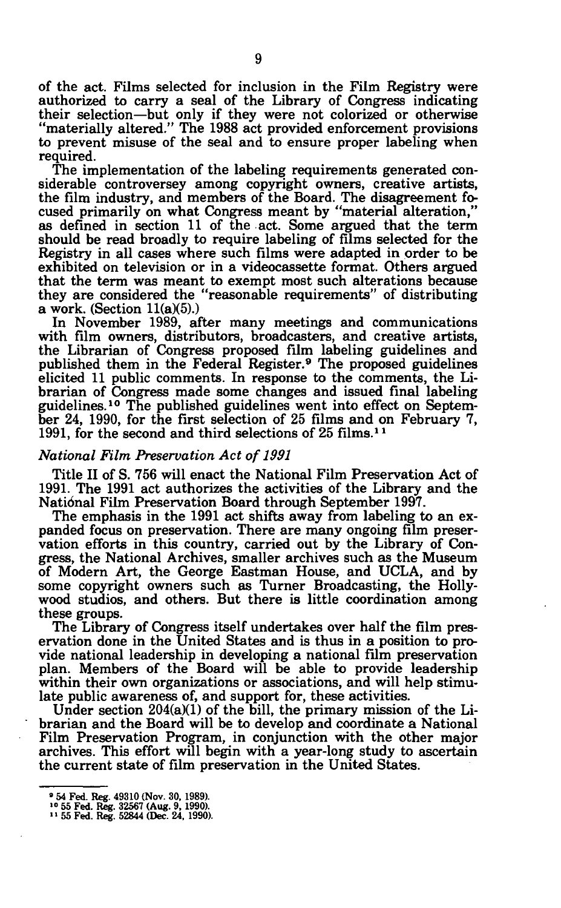of the act. Films selected for inclusion in the Film Registry were authorized to carry a seal of the Library of Congress indicating their selection—but only if they were not colorized or otherwise "materially altered." The 1988 act provided enforcement provisions to prevent misuse of the seal and to ensure proper labeling when required.

The implementation of the labeling requirements generated considerable controversey among copyright owners, creative artists, the film industry, and members of the Board. The disagreement focused primarily on what Congress meant by "material alteration," as defined in section 11 of the act. Some argued that the term should be read broadly to require labeling of films selected for the Registry in all cases where such films were adapted in order to be exhibited on television or in a videocassette format. Others argued that the term was meant to exempt most such alterations because they are considered the "reasonable requirements" of distributing a work. (Section 11(a)(5).)

In November 1989, after many meetings and communications with film owners, distributors, broadcasters, and creative artists, the Librarian of Congress proposed film labeling guidelines and published them in the Federal Register.[9] The proposed guidelines elicited 11 public comments. In response to the comments, the Librarian of Congress made some changes and issued final labeling guidelines.[10] The published guidelines went into effect on September 24, 1990, for the first selection of 25 films and on February 7, 1991, for the second and third selections of 25 films.[11]

*National Film Preservation Act of 1991*

Title II of S. 756 will enact the National Film Preservation Act of 1991. The 1991 act authorizes the activities of the Library and the National Film Preservation Board through September 1997.

The emphasis in the 1991 act shifts away from labeling to an expanded focus on preservation. There are many ongoing film preservation efforts in this country, carried out by the Library of Congress, the National Archives, smaller archives such as the Museum of Modern Art, the George Eastman House, and UCLA, and by some copyright owners such as Turner Broadcasting, the Hollywood studios, and others. But there is little coordination among these groups.

The Library of Congress itself undertakes over half the film preservation done in the United States and is thus in a position to provide national leadership in developing a national film preservation plan. Members of the Board will be able to provide leadership within their own organizations or associations, and will help stimulate public awareness of, and support for, these activities.

Under section 204(a)(1) of the bill, the primary mission of the Librarian and the Board will be to develop and coordinate a National Film Preservation Program, in conjunction with the other major archives. This effort will begin with a year-long study to ascertain the current state of film preservation in the United States.

---

[9] 54 Fed. Reg. 49310 (Nov. 30, 1989).
[10] 55 Fed. Reg. 32567 (Aug. 9, 1990).
[11] 55 Fed. Reg. 52844 (Dec. 24, 1990).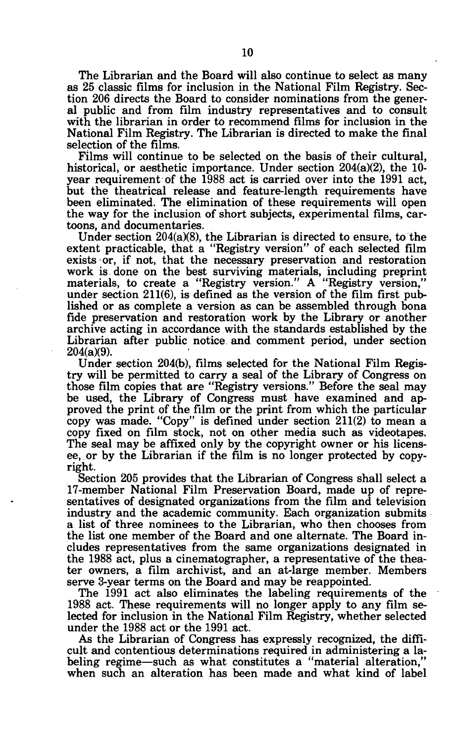The Librarian and the Board will also continue to select as many as 25 classic films for inclusion in the National Film Registry. Section 206 directs the Board to consider nominations from the general public and from film industry representatives and to consult with the librarian in order to recommend films for inclusion in the National Film Registry. The Librarian is directed to make the final selection of the films.

Films will continue to be selected on the basis of their cultural, historical, or aesthetic importance. Under section 204(a)(2), the 10-year requirement of the 1988 act is carried over into the 1991 act, but the theatrical release and feature-length requirements have been eliminated. The elimination of these requirements will open the way for the inclusion of short subjects, experimental films, cartoons, and documentaries.

Under section 204(a)(8), the Librarian is directed to ensure, to the extent practicable, that a "Registry version" of each selected film exists or, if not, that the necessary preservation and restoration work is done on the best surviving materials, including preprint materials, to create a "Registry version." A "Registry version," under section 211(6), is defined as the version of the film first published or as complete a version as can be assembled through bona fide preservation and restoration work by the Library or another archive acting in accordance with the standards established by the Librarian after public notice and comment period, under section 204(a)(9).

Under section 204(b), films selected for the National Film Registry will be permitted to carry a seal of the Library of Congress on those film copies that are "Registry versions." Before the seal may be used, the Library of Congress must have examined and approved the print of the film or the print from which the particular copy was made. "Copy" is defined under section 211(2) to mean a copy fixed on film stock, not on other media such as videotapes. The seal may be affixed only by the copyright owner or his licensee, or by the Librarian if the film is no longer protected by copyright.

Section 205 provides that the Librarian of Congress shall select a 17-member National Film Preservation Board, made up of representatives of designated organizations from the film and television industry and the academic community. Each organization submits a list of three nominees to the Librarian, who then chooses from the list one member of the Board and one alternate. The Board includes representatives from the same organizations designated in the 1988 act, plus a cinematographer, a representative of the theater owners, a film archivist, and an at-large member. Members serve 3-year terms on the Board and may be reappointed.

The 1991 act also eliminates the labeling requirements of the 1988 act. These requirements will no longer apply to any film selected for inclusion in the National Film Registry, whether selected under the 1988 act or the 1991 act.

As the Librarian of Congress has expressly recognized, the difficult and contentious determinations required in administering a labeling regime—such as what constitutes a "material alteration," when such an alteration has been made and what kind of label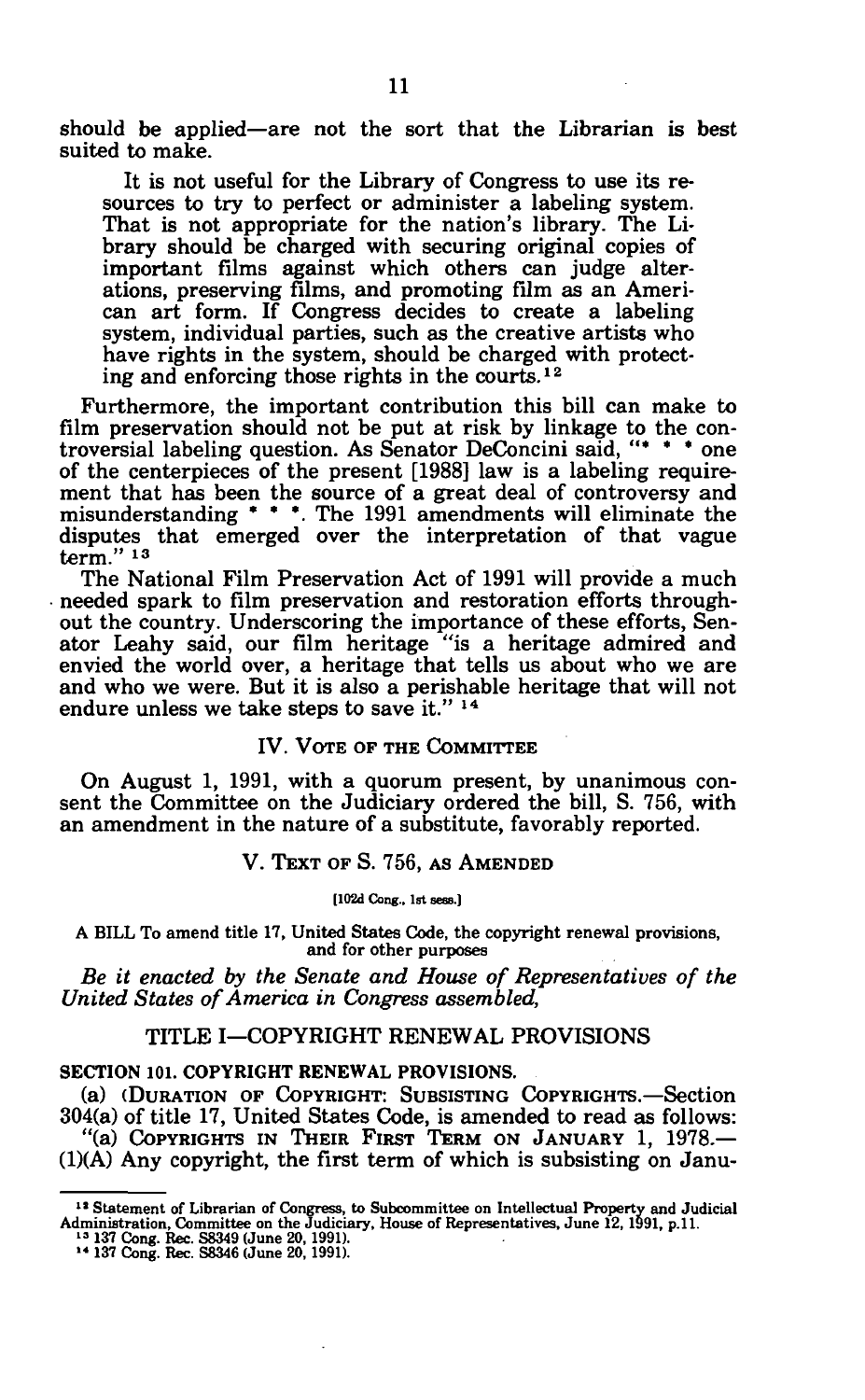should be applied—are not the sort that the Librarian is best suited to make.

> It is not useful for the Library of Congress to use its resources to try to perfect or administer a labeling system. That is not appropriate for the nation's library. The Library should be charged with securing original copies of important films against which others can judge alterations, preserving films, and promoting film as an American art form. If Congress decides to create a labeling system, individual parties, such as the creative artists who have rights in the system, should be charged with protecting and enforcing those rights in the courts.[12]

Furthermore, the important contribution this bill can make to film preservation should not be put at risk by linkage to the controversial labeling question. As Senator DeConcini said, "* * * one of the centerpieces of the present [1988] law is a labeling requirement that has been the source of a great deal of controversy and misunderstanding * * *. The 1991 amendments will eliminate the disputes that emerged over the interpretation of that vague term."[13]

The National Film Preservation Act of 1991 will provide a much needed spark to film preservation and restoration efforts throughout the country. Underscoring the importance of these efforts, Senator Leahy said, our film heritage "is a heritage admired and envied the world over, a heritage that tells us about who we are and who we were. But it is also a perishable heritage that will not endure unless we take steps to save it."[14]

## IV. Vote of the Committee

On August 1, 1991, with a quorum present, by unanimous consent the Committee on the Judiciary ordered the bill, S. 756, with an amendment in the nature of a substitute, favorably reported.

## V. Text of S. 756, as Amended

[102d Cong., 1st sess.]

A BILL To amend title 17, United States Code, the copyright renewal provisions, and for other purposes

*Be it enacted by the Senate and House of Representatives of the United States of America in Congress assembled,*

### TITLE I—COPYRIGHT RENEWAL PROVISIONS

**SECTION 101. COPYRIGHT RENEWAL PROVISIONS.**

(a) (Duration of Copyright: Subsisting Copyrights.—Section 304(a) of title 17, United States Code, is amended to read as follows:

"(a) Copyrights in Their First Term on January 1, 1978.—(1)(A) Any copyright, the first term of which is subsisting on Janu-

---

[12] Statement of Librarian of Congress, to Subcommittee on Intellectual Property and Judicial Administration, Committee on the Judiciary, House of Representatives, June 12, 1991, p.11.

[13] 137 Cong. Rec. S8349 (June 20, 1991).

[14] 137 Cong. Rec. S8346 (June 20, 1991).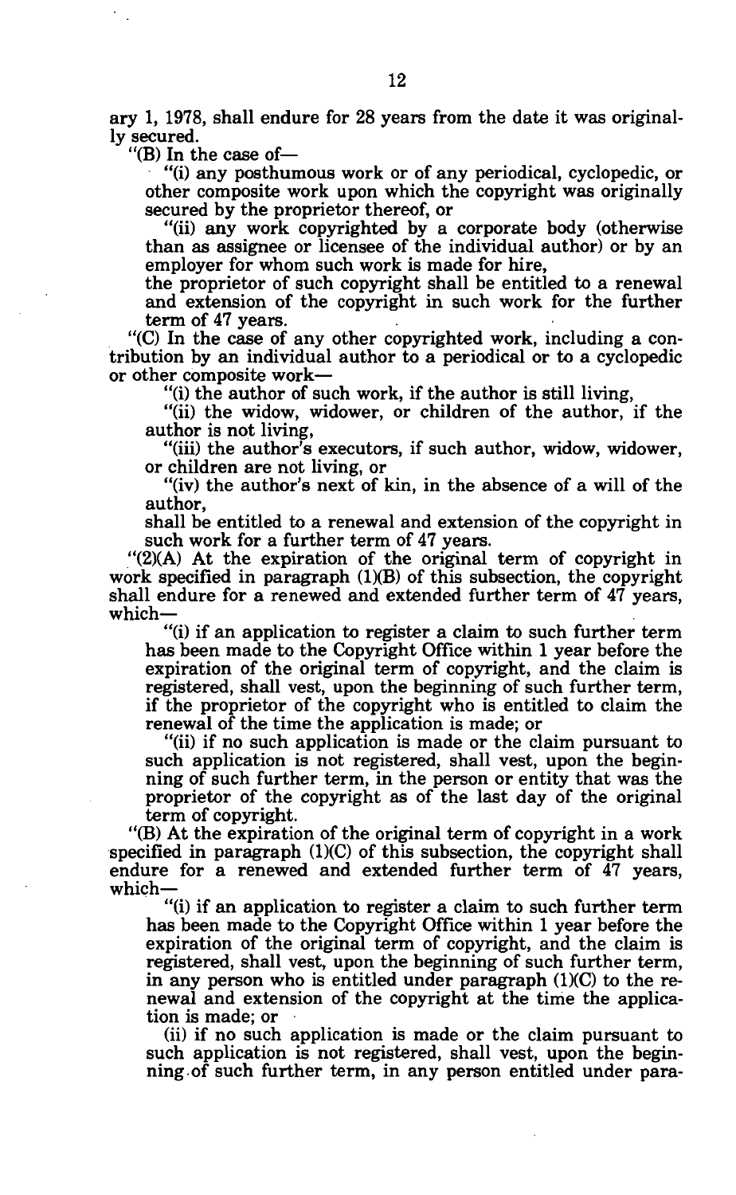ary 1, 1978, shall endure for 28 years from the date it was originally secured.

"(B) In the case of—

"(i) any posthumous work or of any periodical, cyclopedic, or other composite work upon which the copyright was originally secured by the proprietor thereof, or

"(ii) any work copyrighted by a corporate body (otherwise than as assignee or licensee of the individual author) or by an employer for whom such work is made for hire,

the proprietor of such copyright shall be entitled to a renewal and extension of the copyright in such work for the further term of 47 years.

"(C) In the case of any other copyrighted work, including a contribution by an individual author to a periodical or to a cyclopedic or other composite work—

"(i) the author of such work, if the author is still living,

"(ii) the widow, widower, or children of the author, if the author is not living,

"(iii) the author's executors, if such author, widow, widower, or children are not living, or

"(iv) the author's next of kin, in the absence of a will of the author,

shall be entitled to a renewal and extension of the copyright in such work for a further term of 47 years.

"(2)(A) At the expiration of the original term of copyright in work specified in paragraph (1)(B) of this subsection, the copyright shall endure for a renewed and extended further term of 47 years, which—

"(i) if an application to register a claim to such further term has been made to the Copyright Office within 1 year before the expiration of the original term of copyright, and the claim is registered, shall vest, upon the beginning of such further term, if the proprietor of the copyright who is entitled to claim the renewal of the time the application is made; or

"(ii) if no such application is made or the claim pursuant to such application is not registered, shall vest, upon the beginning of such further term, in the person or entity that was the proprietor of the copyright as of the last day of the original term of copyright.

"(B) At the expiration of the original term of copyright in a work specified in paragraph (1)(C) of this subsection, the copyright shall endure for a renewed and extended further term of 47 years, which—

"(i) if an application to register a claim to such further term has been made to the Copyright Office within 1 year before the expiration of the original term of copyright, and the claim is registered, shall vest, upon the beginning of such further term, in any person who is entitled under paragraph (1)(C) to the renewal and extension of the copyright at the time the application is made; or

(ii) if no such application is made or the claim pursuant to such application is not registered, shall vest, upon the beginning of such further term, in any person entitled under para-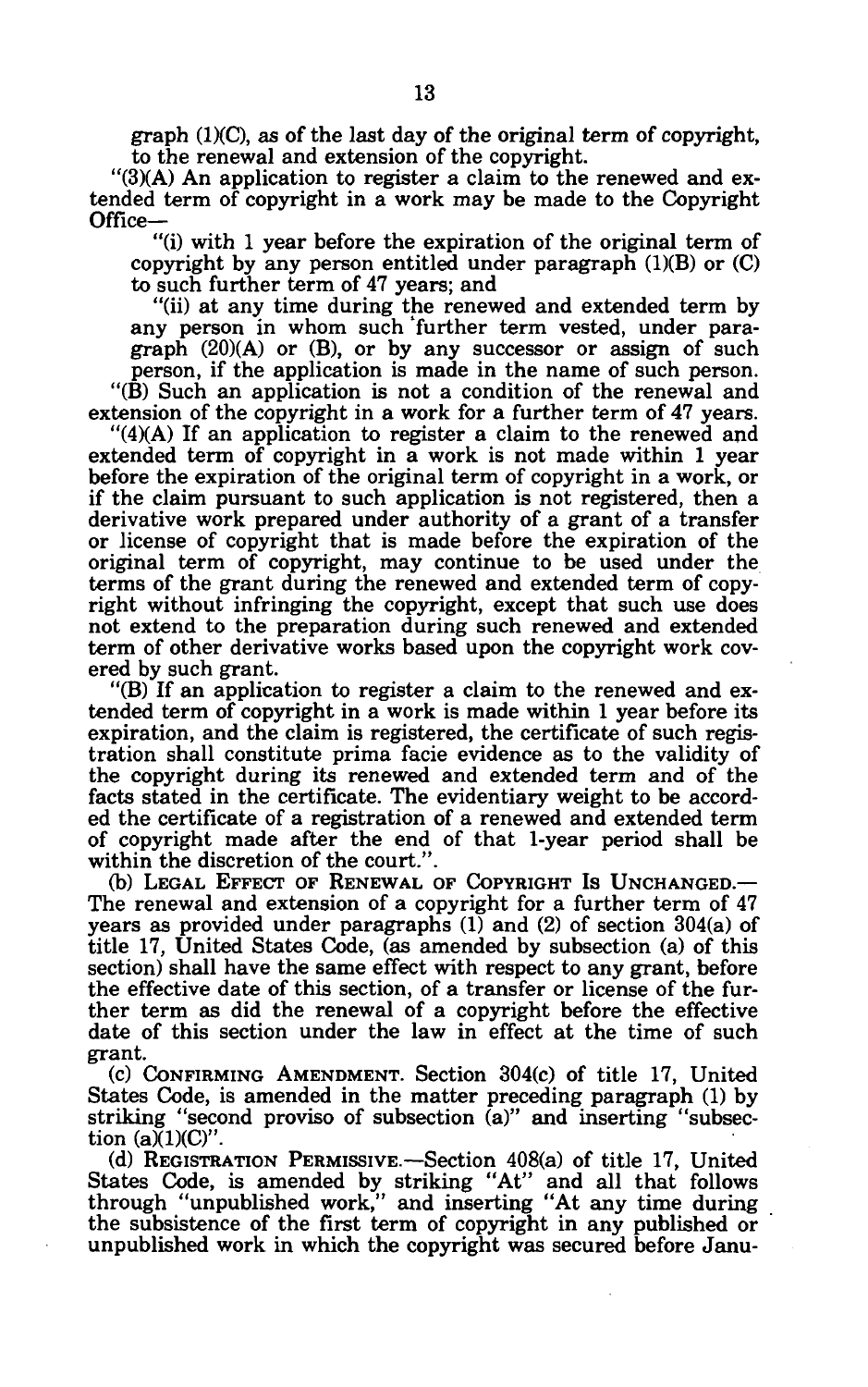graph (1)(C), as of the last day of the original term of copyright, to the renewal and extension of the copyright.

"(3)(A) An application to register a claim to the renewed and extended term of copyright in a work may be made to the Copyright Office—

"(i) with 1 year before the expiration of the original term of copyright by any person entitled under paragraph (1)(B) or (C) to such further term of 47 years; and

"(ii) at any time during the renewed and extended term by any person in whom such further term vested, under paragraph (20)(A) or (B), or by any successor or assign of such person, if the application is made in the name of such person.

"(B) Such an application is not a condition of the renewal and extension of the copyright in a work for a further term of 47 years.

"(4)(A) If an application to register a claim to the renewed and extended term of copyright in a work is not made within 1 year before the expiration of the original term of copyright in a work, or if the claim pursuant to such application is not registered, then a derivative work prepared under authority of a grant of a transfer or license of copyright that is made before the expiration of the original term of copyright, may continue to be used under the terms of the grant during the renewed and extended term of copyright without infringing the copyright, except that such use does not extend to the preparation during such renewed and extended term of other derivative works based upon the copyright work covered by such grant.

"(B) If an application to register a claim to the renewed and extended term of copyright in a work is made within 1 year before its expiration, and the claim is registered, the certificate of such registration shall constitute prima facie evidence as to the validity of the copyright during its renewed and extended term and of the facts stated in the certificate. The evidentiary weight to be accorded the certificate of a registration of a renewed and extended term of copyright made after the end of that 1-year period shall be within the discretion of the court.".

(b) LEGAL EFFECT OF RENEWAL OF COPYRIGHT IS UNCHANGED.—The renewal and extension of a copyright for a further term of 47 years as provided under paragraphs (1) and (2) of section 304(a) of title 17, United States Code, (as amended by subsection (a) of this section) shall have the same effect with respect to any grant, before the effective date of this section, of a transfer or license of the further term as did the renewal of a copyright before the effective date of this section under the law in effect at the time of such grant.

(c) CONFIRMING AMENDMENT. Section 304(c) of title 17, United States Code, is amended in the matter preceding paragraph (1) by striking "second proviso of subsection (a)" and inserting "subsection (a)(1)(C)".

(d) REGISTRATION PERMISSIVE.—Section 408(a) of title 17, United States Code, is amended by striking "At" and all that follows through "unpublished work," and inserting "At any time during the subsistence of the first term of copyright in any published or unpublished work in which the copyright was secured before Janu-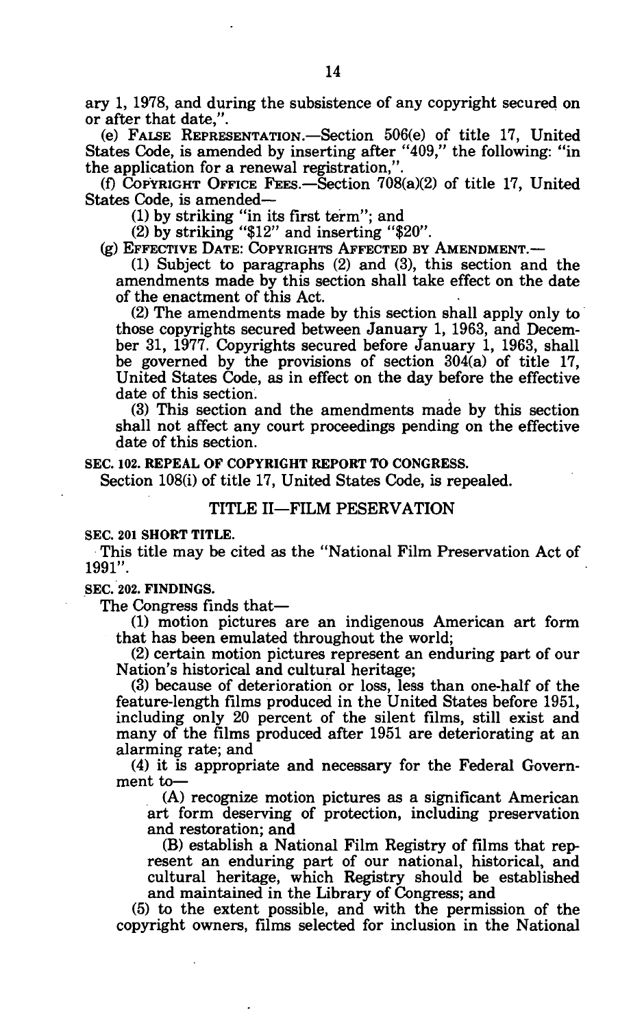ary 1, 1978, and during the subsistence of any copyright secured on or after that date,".

(e) FALSE REPRESENTATION.—Section 506(e) of title 17, United States Code, is amended by inserting after "409," the following: "in the application for a renewal registration,".

(f) COPYRIGHT OFFICE FEES.—Section 708(a)(2) of title 17, United States Code, is amended—

(1) by striking "in its first term"; and

(2) by striking "$12" and inserting "$20".

(g) EFFECTIVE DATE: COPYRIGHTS AFFECTED BY AMENDMENT.—

(1) Subject to paragraphs (2) and (3), this section and the amendments made by this section shall take effect on the date of the enactment of this Act.

(2) The amendments made by this section shall apply only to those copyrights secured between January 1, 1963, and December 31, 1977. Copyrights secured before January 1, 1963, shall be governed by the provisions of section 304(a) of title 17, United States Code, as in effect on the day before the effective date of this section.

(3) This section and the amendments made by this section shall not affect any court proceedings pending on the effective date of this section.

**SEC. 102. REPEAL OF COPYRIGHT REPORT TO CONGRESS.**

Section 108(i) of title 17, United States Code, is repealed.

## TITLE II—FILM PESERVATION

**SEC. 201 SHORT TITLE.**

This title may be cited as the "National Film Preservation Act of 1991".

**SEC. 202. FINDINGS.**

The Congress finds that—

(1) motion pictures are an indigenous American art form that has been emulated throughout the world;

(2) certain motion pictures represent an enduring part of our Nation's historical and cultural heritage;

(3) because of deterioration or loss, less than one-half of the feature-length films produced in the United States before 1951, including only 20 percent of the silent films, still exist and many of the films produced after 1951 are deteriorating at an alarming rate; and

(4) it is appropriate and necessary for the Federal Government to—

(A) recognize motion pictures as a significant American art form deserving of protection, including preservation and restoration; and

(B) establish a National Film Registry of films that represent an enduring part of our national, historical, and cultural heritage, which Registry should be established and maintained in the Library of Congress; and

(5) to the extent possible, and with the permission of the copyright owners, films selected for inclusion in the National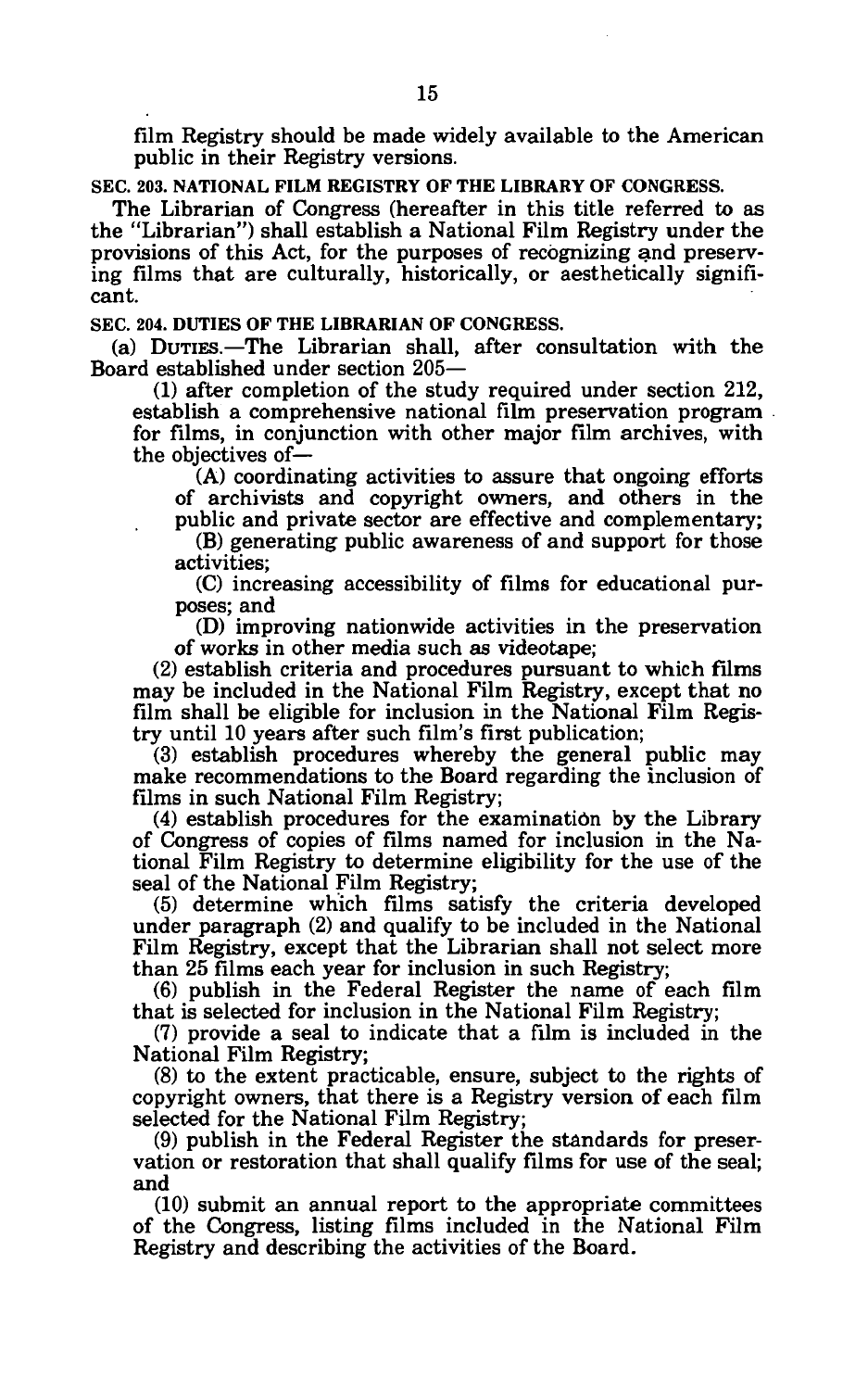film Registry should be made widely available to the American public in their Registry versions.

**SEC. 203. NATIONAL FILM REGISTRY OF THE LIBRARY OF CONGRESS.**

The Librarian of Congress (hereafter in this title referred to as the "Librarian") shall establish a National Film Registry under the provisions of this Act, for the purposes of recognizing and preserving films that are culturally, historically, or aesthetically significant.

**SEC. 204. DUTIES OF THE LIBRARIAN OF CONGRESS.**

(a) DUTIES.—The Librarian shall, after consultation with the Board established under section 205—

(1) after completion of the study required under section 212, establish a comprehensive national film preservation program for films, in conjunction with other major film archives, with the objectives of—

(A) coordinating activities to assure that ongoing efforts of archivists and copyright owners, and others in the public and private sector are effective and complementary;

(B) generating public awareness of and support for those activities;

(C) increasing accessibility of films for educational purposes; and

(D) improving nationwide activities in the preservation of works in other media such as videotape;

(2) establish criteria and procedures pursuant to which films may be included in the National Film Registry, except that no film shall be eligible for inclusion in the National Film Registry until 10 years after such film's first publication;

(3) establish procedures whereby the general public may make recommendations to the Board regarding the inclusion of films in such National Film Registry;

(4) establish procedures for the examination by the Library of Congress of copies of films named for inclusion in the National Film Registry to determine eligibility for the use of the seal of the National Film Registry;

(5) determine which films satisfy the criteria developed under paragraph (2) and qualify to be included in the National Film Registry, except that the Librarian shall not select more than 25 films each year for inclusion in such Registry;

(6) publish in the Federal Register the name of each film that is selected for inclusion in the National Film Registry;

(7) provide a seal to indicate that a film is included in the National Film Registry;

(8) to the extent practicable, ensure, subject to the rights of copyright owners, that there is a Registry version of each film selected for the National Film Registry;

(9) publish in the Federal Register the standards for preservation or restoration that shall qualify films for use of the seal; and

(10) submit an annual report to the appropriate committees of the Congress, listing films included in the National Film Registry and describing the activities of the Board.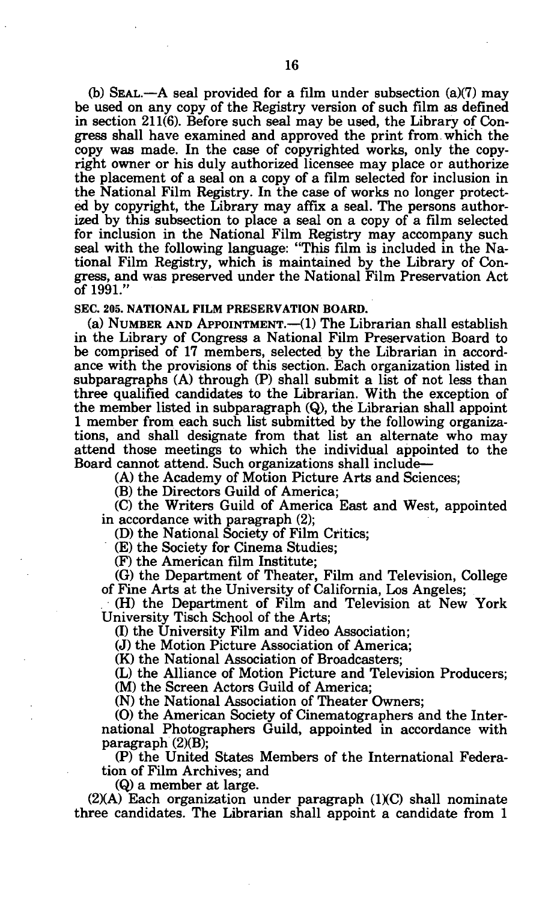(b) SEAL.—A seal provided for a film under subsection (a)(7) may be used on any copy of the Registry version of such film as defined in section 211(6). Before such seal may be used, the Library of Congress shall have examined and approved the print from which the copy was made. In the case of copyrighted works, only the copyright owner or his duly authorized licensee may place or authorize the placement of a seal on a copy of a film selected for inclusion in the National Film Registry. In the case of works no longer protected by copyright, the Library may affix a seal. The persons authorized by this subsection to place a seal on a copy of a film selected for inclusion in the National Film Registry may accompany such seal with the following language: "This film is included in the National Film Registry, which is maintained by the Library of Congress, and was preserved under the National Film Preservation Act of 1991."

**SEC. 205. NATIONAL FILM PRESERVATION BOARD.**

(a) NUMBER AND APPOINTMENT.—(1) The Librarian shall establish in the Library of Congress a National Film Preservation Board to be comprised of 17 members, selected by the Librarian in accordance with the provisions of this section. Each organization listed in subparagraphs (A) through (P) shall submit a list of not less than three qualified candidates to the Librarian. With the exception of the member listed in subparagraph (Q), the Librarian shall appoint 1 member from each such list submitted by the following organizations, and shall designate from that list an alternate who may attend those meetings to which the individual appointed to the Board cannot attend. Such organizations shall include—

(A) the Academy of Motion Picture Arts and Sciences;

(B) the Directors Guild of America;

(C) the Writers Guild of America East and West, appointed in accordance with paragraph (2);

(D) the National Society of Film Critics;

(E) the Society for Cinema Studies;

(F) the American film Institute;

(G) the Department of Theater, Film and Television, College of Fine Arts at the University of California, Los Angeles;

(H) the Department of Film and Television at New York University Tisch School of the Arts;

(I) the University Film and Video Association;

(J) the Motion Picture Association of America;

(K) the National Association of Broadcasters;

(L) the Alliance of Motion Picture and Television Producers;

(M) the Screen Actors Guild of America;

(N) the National Association of Theater Owners;

(O) the American Society of Cinematographers and the International Photographers Guild, appointed in accordance with paragraph (2)(B);

(P) the United States Members of the International Federation of Film Archives; and

(Q) a member at large.

(2)(A) Each organization under paragraph (1)(C) shall nominate three candidates. The Librarian shall appoint a candidate from 1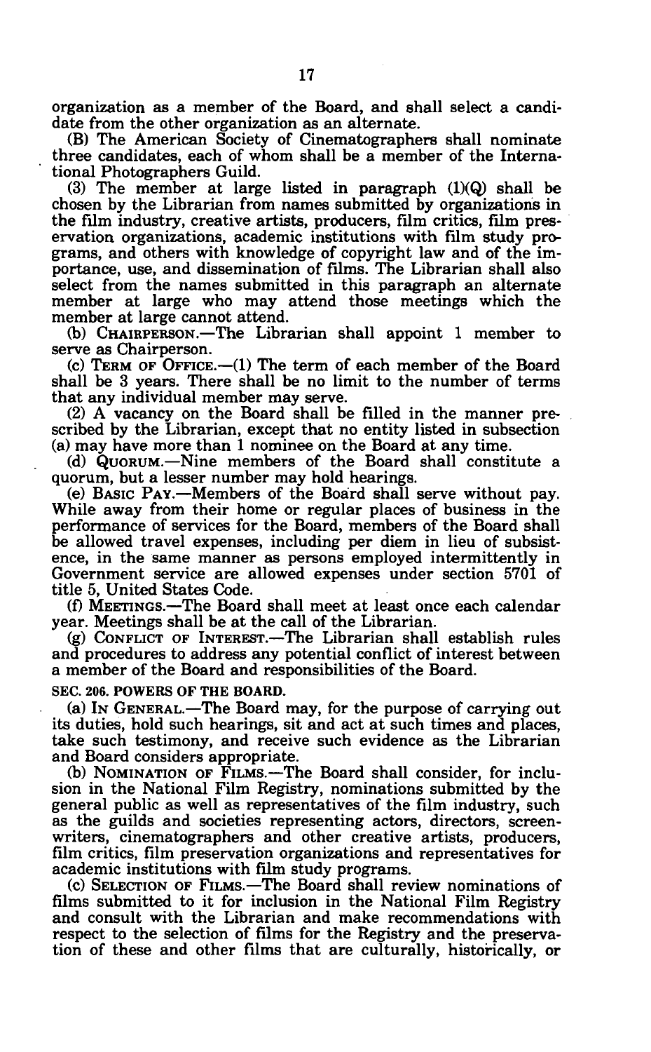organization as a member of the Board, and shall select a candidate from the other organization as an alternate.

(B) The American Society of Cinematographers shall nominate three candidates, each of whom shall be a member of the International Photographers Guild.

(3) The member at large listed in paragraph (1)(Q) shall be chosen by the Librarian from names submitted by organizations in the film industry, creative artists, producers, film critics, film preservation organizations, academic institutions with film study programs, and others with knowledge of copyright law and of the importance, use, and dissemination of films. The Librarian shall also select from the names submitted in this paragraph an alternate member at large who may attend those meetings which the member at large cannot attend.

(b) CHAIRPERSON.—The Librarian shall appoint 1 member to serve as Chairperson.

(c) TERM OF OFFICE.—(1) The term of each member of the Board shall be 3 years. There shall be no limit to the number of terms that any individual member may serve.

(2) A vacancy on the Board shall be filled in the manner prescribed by the Librarian, except that no entity listed in subsection (a) may have more than 1 nominee on the Board at any time.

(d) QUORUM.—Nine members of the Board shall constitute a quorum, but a lesser number may hold hearings.

(e) BASIC PAY.—Members of the Board shall serve without pay. While away from their home or regular places of business in the performance of services for the Board, members of the Board shall be allowed travel expenses, including per diem in lieu of subsistence, in the same manner as persons employed intermittently in Government service are allowed expenses under section 5701 of title 5, United States Code.

(f) MEETINGS.—The Board shall meet at least once each calendar year. Meetings shall be at the call of the Librarian.

(g) CONFLICT OF INTEREST.—The Librarian shall establish rules and procedures to address any potential conflict of interest between a member of the Board and responsibilities of the Board.

**SEC. 206. POWERS OF THE BOARD.**

(a) IN GENERAL.—The Board may, for the purpose of carrying out its duties, hold such hearings, sit and act at such times and places, take such testimony, and receive such evidence as the Librarian and Board considers appropriate.

(b) NOMINATION OF FILMS.—The Board shall consider, for inclusion in the National Film Registry, nominations submitted by the general public as well as representatives of the film industry, such as the guilds and societies representing actors, directors, screenwriters, cinematographers and other creative artists, producers, film critics, film preservation organizations and representatives for academic institutions with film study programs.

(c) SELECTION OF FILMS.—The Board shall review nominations of films submitted to it for inclusion in the National Film Registry and consult with the Librarian and make recommendations with respect to the selection of films for the Registry and the preservation of these and other films that are culturally, historically, or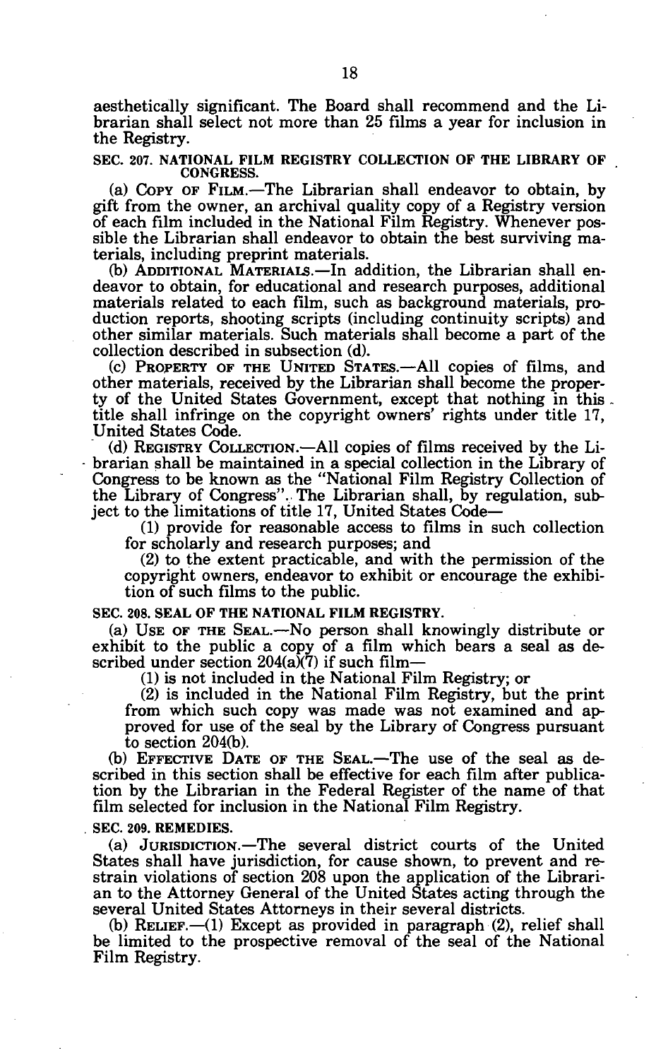aesthetically significant. The Board shall recommend and the Librarian shall select not more than 25 films a year for inclusion in the Registry.

**SEC. 207. NATIONAL FILM REGISTRY COLLECTION OF THE LIBRARY OF CONGRESS.**

(a) COPY OF FILM.—The Librarian shall endeavor to obtain, by gift from the owner, an archival quality copy of a Registry version of each film included in the National Film Registry. Whenever possible the Librarian shall endeavor to obtain the best surviving materials, including preprint materials.

(b) ADDITIONAL MATERIALS.—In addition, the Librarian shall endeavor to obtain, for educational and research purposes, additional materials related to each film, such as background materials, production reports, shooting scripts (including continuity scripts) and other similar materials. Such materials shall become a part of the collection described in subsection (d).

(c) PROPERTY OF THE UNITED STATES.—All copies of films, and other materials, received by the Librarian shall become the property of the United States Government, except that nothing in this title shall infringe on the copyright owners' rights under title 17, United States Code.

(d) REGISTRY COLLECTION.—All copies of films received by the Librarian shall be maintained in a special collection in the Library of Congress to be known as the "National Film Registry Collection of the Library of Congress". The Librarian shall, by regulation, subject to the limitations of title 17, United States Code—

(1) provide for reasonable access to films in such collection for scholarly and research purposes; and

(2) to the extent practicable, and with the permission of the copyright owners, endeavor to exhibit or encourage the exhibition of such films to the public.

**SEC. 208. SEAL OF THE NATIONAL FILM REGISTRY.**

(a) USE OF THE SEAL.—No person shall knowingly distribute or exhibit to the public a copy of a film which bears a seal as described under section 204(a)(7) if such film—

(1) is not included in the National Film Registry; or

(2) is included in the National Film Registry, but the print from which such copy was made was not examined and approved for use of the seal by the Library of Congress pursuant to section 204(b).

(b) EFFECTIVE DATE OF THE SEAL.—The use of the seal as described in this section shall be effective for each film after publication by the Librarian in the Federal Register of the name of that film selected for inclusion in the National Film Registry.

**SEC. 209. REMEDIES.**

(a) JURISDICTION.—The several district courts of the United States shall have jurisdiction, for cause shown, to prevent and restrain violations of section 208 upon the application of the Librarian to the Attorney General of the United States acting through the several United States Attorneys in their several districts.

(b) RELIEF.—(1) Except as provided in paragraph (2), relief shall be limited to the prospective removal of the seal of the National Film Registry.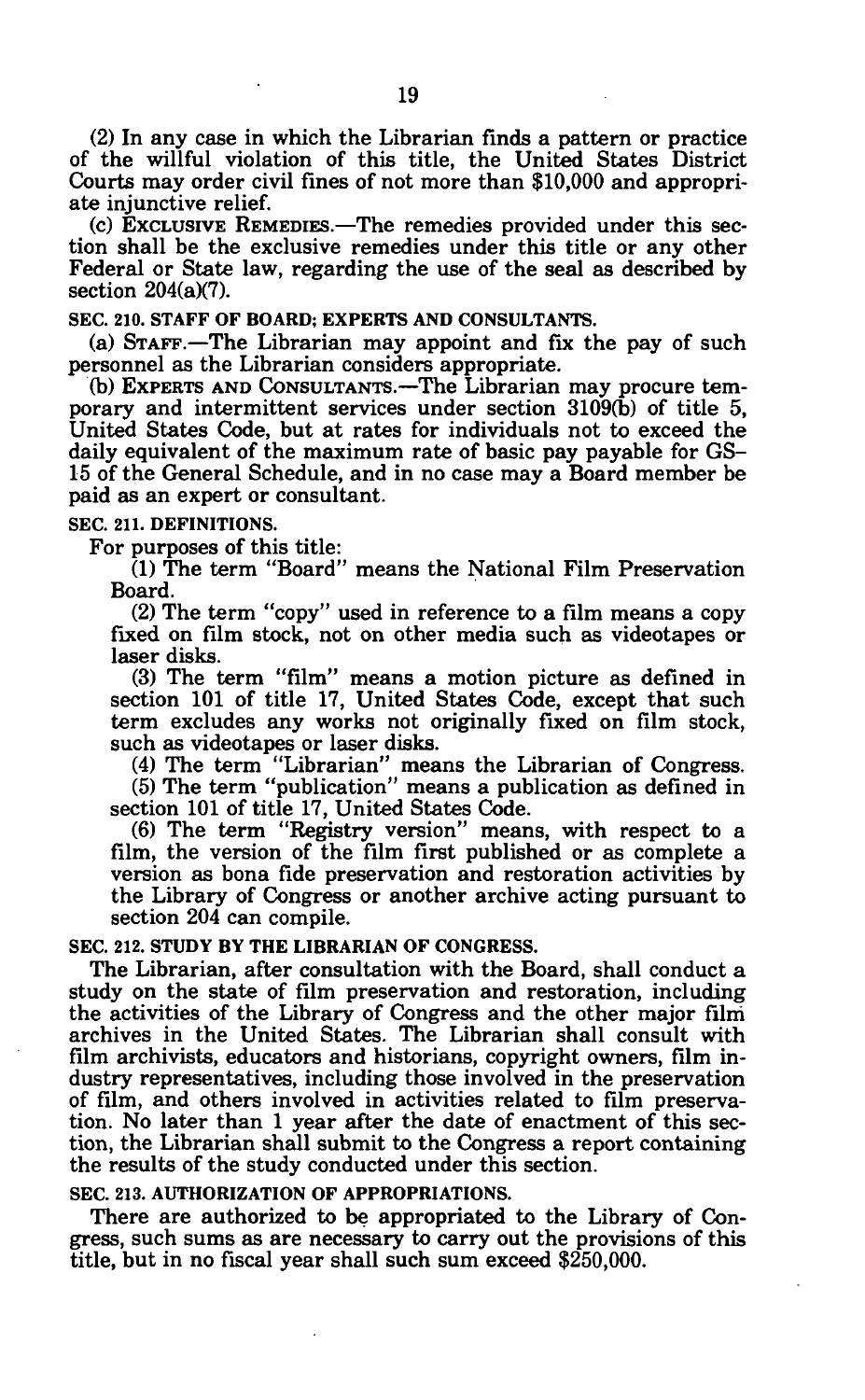(2) In any case in which the Librarian finds a pattern or practice of the willful violation of this title, the United States District Courts may order civil fines of not more than $10,000 and appropriate injunctive relief.

(c) EXCLUSIVE REMEDIES.—The remedies provided under this section shall be the exclusive remedies under this title or any other Federal or State law, regarding the use of the seal as described by section 204(a)(7).

**SEC. 210. STAFF OF BOARD; EXPERTS AND CONSULTANTS.**

(a) STAFF.—The Librarian may appoint and fix the pay of such personnel as the Librarian considers appropriate.

(b) EXPERTS AND CONSULTANTS.—The Librarian may procure temporary and intermittent services under section 3109(b) of title 5, United States Code, but at rates for individuals not to exceed the daily equivalent of the maximum rate of basic pay payable for GS-15 of the General Schedule, and in no case may a Board member be paid as an expert or consultant.

**SEC. 211. DEFINITIONS.**

For purposes of this title:

(1) The term "Board" means the National Film Preservation Board.

(2) The term "copy" used in reference to a film means a copy fixed on film stock, not on other media such as videotapes or laser disks.

(3) The term "film" means a motion picture as defined in section 101 of title 17, United States Code, except that such term excludes any works not originally fixed on film stock, such as videotapes or laser disks.

(4) The term "Librarian" means the Librarian of Congress.

(5) The term "publication" means a publication as defined in section 101 of title 17, United States Code.

(6) The term "Registry version" means, with respect to a film, the version of the film first published or as complete a version as bona fide preservation and restoration activities by the Library of Congress or another archive acting pursuant to section 204 can compile.

**SEC. 212. STUDY BY THE LIBRARIAN OF CONGRESS.**

The Librarian, after consultation with the Board, shall conduct a study on the state of film preservation and restoration, including the activities of the Library of Congress and the other major film archives in the United States. The Librarian shall consult with film archivists, educators and historians, copyright owners, film industry representatives, including those involved in the preservation of film, and others involved in activities related to film preservation. No later than 1 year after the date of enactment of this section, the Librarian shall submit to the Congress a report containing the results of the study conducted under this section.

**SEC. 213. AUTHORIZATION OF APPROPRIATIONS.**

There are authorized to be appropriated to the Library of Congress, such sums as are necessary to carry out the provisions of this title, but in no fiscal year shall such sum exceed $250,000.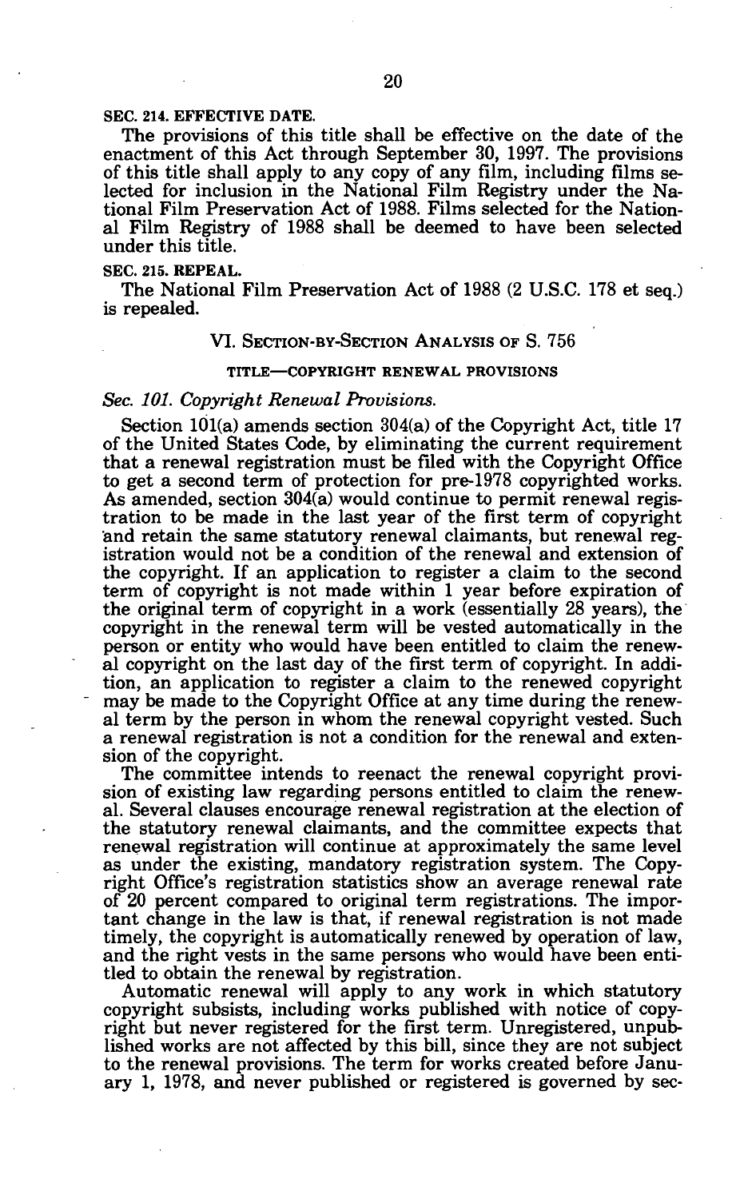**SEC. 214. EFFECTIVE DATE.**

The provisions of this title shall be effective on the date of the enactment of this Act through September 30, 1997. The provisions of this title shall apply to any copy of any film, including films selected for inclusion in the National Film Registry under the National Film Preservation Act of 1988. Films selected for the National Film Registry of 1988 shall be deemed to have been selected under this title.

**SEC. 215. REPEAL.**

The National Film Preservation Act of 1988 (2 U.S.C. 178 et seq.) is repealed.

## VI. SECTION-BY-SECTION ANALYSIS OF S. 756

### TITLE—COPYRIGHT RENEWAL PROVISIONS

*Sec. 101. Copyright Renewal Provisions.*

Section 101(a) amends section 304(a) of the Copyright Act, title 17 of the United States Code, by eliminating the current requirement that a renewal registration must be filed with the Copyright Office to get a second term of protection for pre-1978 copyrighted works. As amended, section 304(a) would continue to permit renewal registration to be made in the last year of the first term of copyright and retain the same statutory renewal claimants, but renewal registration would not be a condition of the renewal and extension of the copyright. If an application to register a claim to the second term of copyright is not made within 1 year before expiration of the original term of copyright in a work (essentially 28 years), the copyright in the renewal term will be vested automatically in the person or entity who would have been entitled to claim the renewal copyright on the last day of the first term of copyright. In addition, an application to register a claim to the renewed copyright may be made to the Copyright Office at any time during the renewal term by the person in whom the renewal copyright vested. Such a renewal registration is not a condition for the renewal and extension of the copyright.

The committee intends to reenact the renewal copyright provision of existing law regarding persons entitled to claim the renewal. Several clauses encourage renewal registration at the election of the statutory renewal claimants, and the committee expects that renewal registration will continue at approximately the same level as under the existing, mandatory registration system. The Copyright Office's registration statistics show an average renewal rate of 20 percent compared to original term registrations. The important change in the law is that, if renewal registration is not made timely, the copyright is automatically renewed by operation of law, and the right vests in the same persons who would have been entitled to obtain the renewal by registration.

Automatic renewal will apply to any work in which statutory copyright subsists, including works published with notice of copyright but never registered for the first term. Unregistered, unpublished works are not affected by this bill, since they are not subject to the renewal provisions. The term for works created before January 1, 1978, and never published or registered is governed by sec-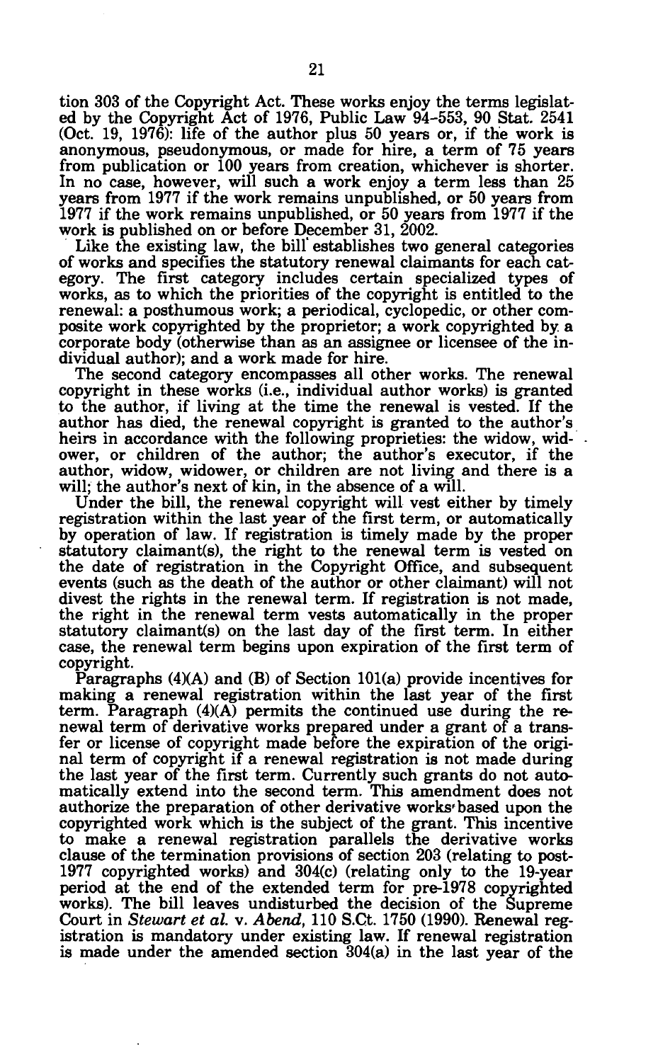tion 303 of the Copyright Act. These works enjoy the terms legislated by the Copyright Act of 1976, Public Law 94-553, 90 Stat. 2541 (Oct. 19, 1976): life of the author plus 50 years or, if the work is anonymous, pseudonymous, or made for hire, a term of 75 years from publication or 100 years from creation, whichever is shorter. In no case, however, will such a work enjoy a term less than 25 years from 1977 if the work remains unpublished, or 50 years from 1977 if the work remains unpublished, or 50 years from 1977 if the work is published on or before December 31, 2002.

Like the existing law, the bill establishes two general categories of works and specifies the statutory renewal claimants for each category. The first category includes certain specialized types of works, as to which the priorities of the copyright is entitled to the renewal: a posthumous work; a periodical, cyclopedic, or other composite work copyrighted by the proprietor; a work copyrighted by a corporate body (otherwise than as an assignee or licensee of the individual author); and a work made for hire.

The second category encompasses all other works. The renewal copyright in these works (i.e., individual author works) is granted to the author, if living at the time the renewal is vested. If the author has died, the renewal copyright is granted to the author's heirs in accordance with the following proprieties: the widow, widower, or children of the author; the author's executor, if the author, widow, widower, or children are not living and there is a will; the author's next of kin, in the absence of a will.

Under the bill, the renewal copyright will vest either by timely registration within the last year of the first term, or automatically by operation of law. If registration is timely made by the proper statutory claimant(s), the right to the renewal term is vested on the date of registration in the Copyright Office, and subsequent events (such as the death of the author or other claimant) will not divest the rights in the renewal term. If registration is not made, the right in the renewal term vests automatically in the proper statutory claimant(s) on the last day of the first term. In either case, the renewal term begins upon expiration of the first term of copyright.

Paragraphs (4)(A) and (B) of Section 101(a) provide incentives for making a renewal registration within the last year of the first term. Paragraph (4)(A) permits the continued use during the renewal term of derivative works prepared under a grant of a transfer or license of copyright made before the expiration of the original term of copyright if a renewal registration is not made during the last year of the first term. Currently such grants do not automatically extend into the second term. This amendment does not authorize the preparation of other derivative works based upon the copyrighted work which is the subject of the grant. This incentive to make a renewal registration parallels the derivative works clause of the termination provisions of section 203 (relating to post-1977 copyrighted works) and 304(c) (relating only to the 19-year period at the end of the extended term for pre-1978 copyrighted works). The bill leaves undisturbed the decision of the Supreme Court in *Stewart et al.* v. *Abend*, 110 S.Ct. 1750 (1990). Renewal registration is mandatory under existing law. If renewal registration is made under the amended section 304(a) in the last year of the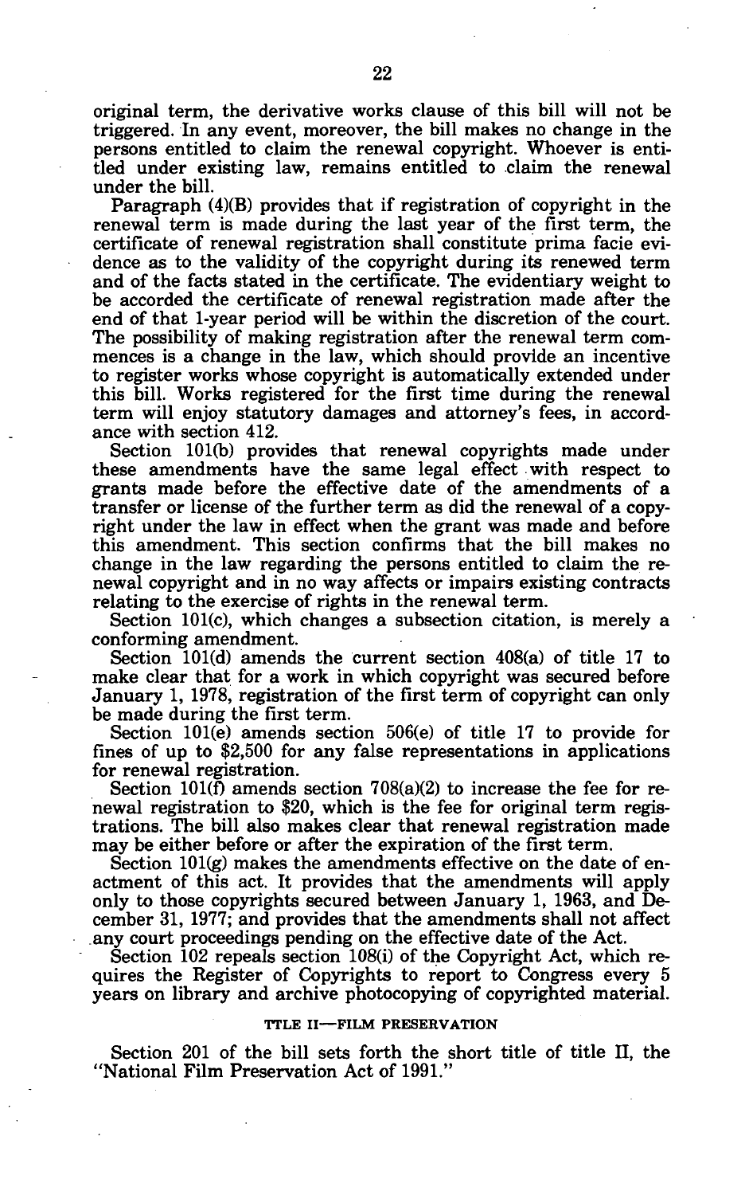original term, the derivative works clause of this bill will not be triggered. In any event, moreover, the bill makes no change in the persons entitled to claim the renewal copyright. Whoever is entitled under existing law, remains entitled to claim the renewal under the bill.

Paragraph (4)(B) provides that if registration of copyright in the renewal term is made during the last year of the first term, the certificate of renewal registration shall constitute prima facie evidence as to the validity of the copyright during its renewed term and of the facts stated in the certificate. The evidentiary weight to be accorded the certificate of renewal registration made after the end of that 1-year period will be within the discretion of the court. The possibility of making registration after the renewal term commences is a change in the law, which should provide an incentive to register works whose copyright is automatically extended under this bill. Works registered for the first time during the renewal term will enjoy statutory damages and attorney's fees, in accordance with section 412.

Section 101(b) provides that renewal copyrights made under these amendments have the same legal effect with respect to grants made before the effective date of the amendments of a transfer or license of the further term as did the renewal of a copyright under the law in effect when the grant was made and before this amendment. This section confirms that the bill makes no change in the law regarding the persons entitled to claim the renewal copyright and in no way affects or impairs existing contracts relating to the exercise of rights in the renewal term.

Section 101(c), which changes a subsection citation, is merely a conforming amendment.

Section 101(d) amends the current section 408(a) of title 17 to make clear that for a work in which copyright was secured before January 1, 1978, registration of the first term of copyright can only be made during the first term.

Section 101(e) amends section 506(e) of title 17 to provide for fines of up to $2,500 for any false representations in applications for renewal registration.

Section 101(f) amends section 708(a)(2) to increase the fee for renewal registration to $20, which is the fee for original term registrations. The bill also makes clear that renewal registration made may be either before or after the expiration of the first term.

Section 101(g) makes the amendments effective on the date of enactment of this act. It provides that the amendments will apply only to those copyrights secured between January 1, 1963, and December 31, 1977; and provides that the amendments shall not affect any court proceedings pending on the effective date of the Act.

Section 102 repeals section 108(i) of the Copyright Act, which requires the Register of Copyrights to report to Congress every 5 years on library and archive photocopying of copyrighted material.

### TTLE II—FILM PRESERVATION

Section 201 of the bill sets forth the short title of title II, the "National Film Preservation Act of 1991."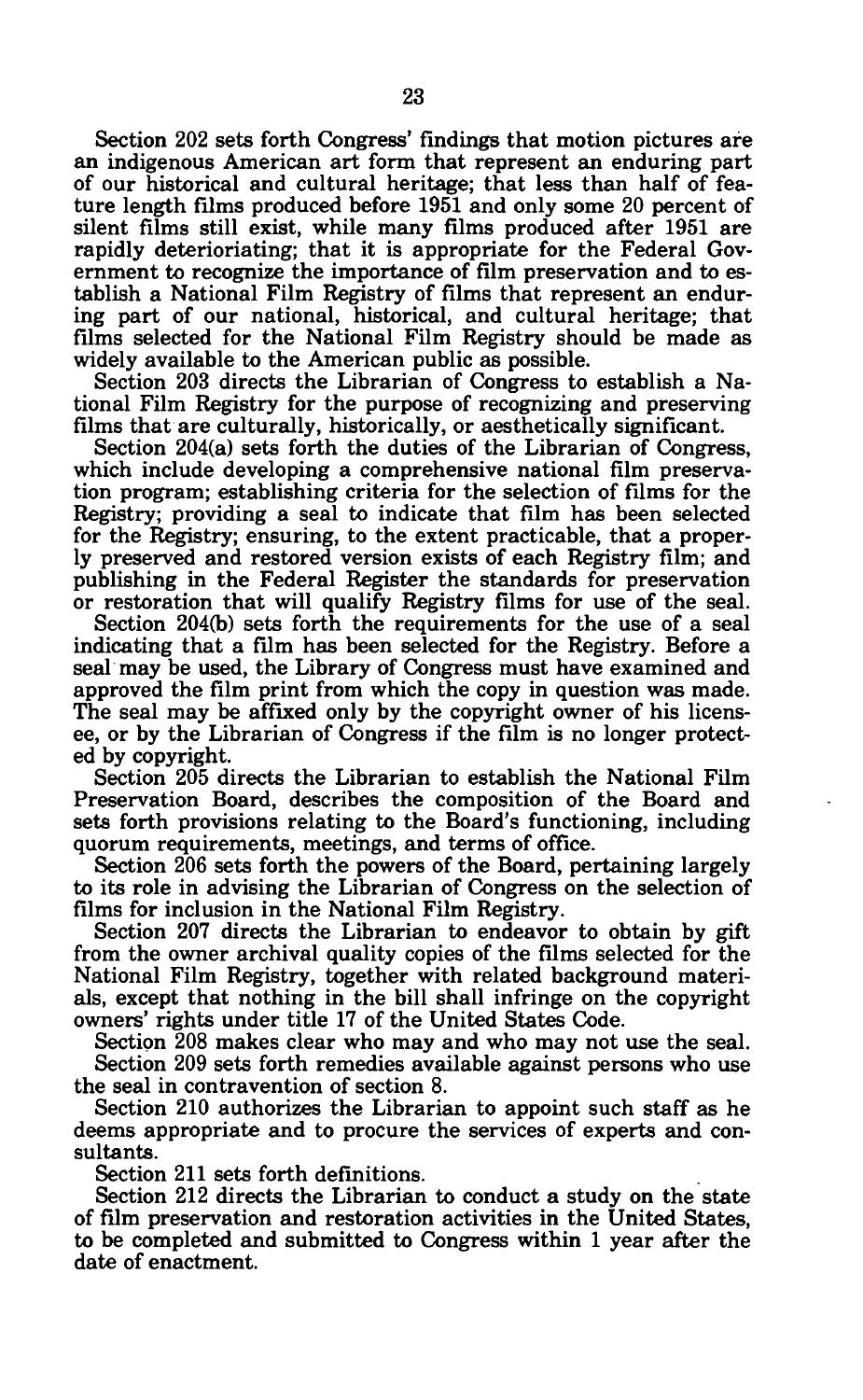Section 202 sets forth Congress' findings that motion pictures are an indigenous American art form that represent an enduring part of our historical and cultural heritage; that less than half of feature length films produced before 1951 and only some 20 percent of silent films still exist, while many films produced after 1951 are rapidly deterioriating; that it is appropriate for the Federal Government to recognize the importance of film preservation and to establish a National Film Registry of films that represent an enduring part of our national, historical, and cultural heritage; that films selected for the National Film Registry should be made as widely available to the American public as possible.

Section 203 directs the Librarian of Congress to establish a National Film Registry for the purpose of recognizing and preserving films that are culturally, historically, or aesthetically significant.

Section 204(a) sets forth the duties of the Librarian of Congress, which include developing a comprehensive national film preservation program; establishing criteria for the selection of films for the Registry; providing a seal to indicate that film has been selected for the Registry; ensuring, to the extent practicable, that a properly preserved and restored version exists of each Registry film; and publishing in the Federal Register the standards for preservation or restoration that will qualify Registry films for use of the seal.

Section 204(b) sets forth the requirements for the use of a seal indicating that a film has been selected for the Registry. Before a seal may be used, the Library of Congress must have examined and approved the film print from which the copy in question was made. The seal may be affixed only by the copyright owner of his licensee, or by the Librarian of Congress if the film is no longer protected by copyright.

Section 205 directs the Librarian to establish the National Film Preservation Board, describes the composition of the Board and sets forth provisions relating to the Board's functioning, including quorum requirements, meetings, and terms of office.

Section 206 sets forth the powers of the Board, pertaining largely to its role in advising the Librarian of Congress on the selection of films for inclusion in the National Film Registry.

Section 207 directs the Librarian to endeavor to obtain by gift from the owner archival quality copies of the films selected for the National Film Registry, together with related background materials, except that nothing in the bill shall infringe on the copyright owners' rights under title 17 of the United States Code.

Section 208 makes clear who may and who may not use the seal.

Section 209 sets forth remedies available against persons who use the seal in contravention of section 8.

Section 210 authorizes the Librarian to appoint such staff as he deems appropriate and to procure the services of experts and consultants.

Section 211 sets forth definitions.

Section 212 directs the Librarian to conduct a study on the state of film preservation and restoration activities in the United States, to be completed and submitted to Congress within 1 year after the date of enactment.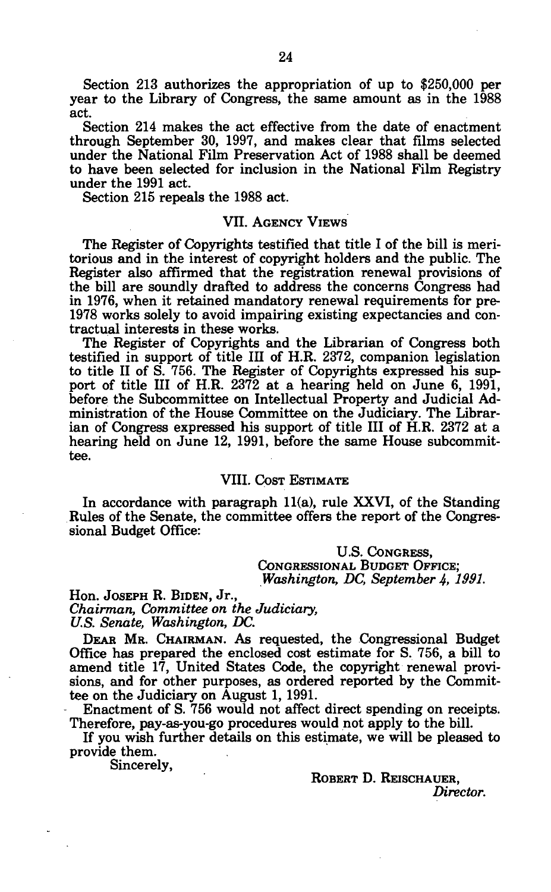Section 213 authorizes the appropriation of up to $250,000 per year to the Library of Congress, the same amount as in the 1988 act.

Section 214 makes the act effective from the date of enactment through September 30, 1997, and makes clear that films selected under the National Film Preservation Act of 1988 shall be deemed to have been selected for inclusion in the National Film Registry under the 1991 act.

Section 215 repeals the 1988 act.

## VII. Agency Views

The Register of Copyrights testified that title I of the bill is meritorious and in the interest of copyright holders and the public. The Register also affirmed that the registration renewal provisions of the bill are soundly drafted to address the concerns Congress had in 1976, when it retained mandatory renewal requirements for pre-1978 works solely to avoid impairing existing expectancies and contractual interests in these works.

The Register of Copyrights and the Librarian of Congress both testified in support of title III of H.R. 2372, companion legislation to title II of S. 756. The Register of Copyrights expressed his support of title III of H.R. 2372 at a hearing held on June 6, 1991, before the Subcommittee on Intellectual Property and Judicial Administration of the House Committee on the Judiciary. The Librarian of Congress expressed his support of title III of H.R. 2372 at a hearing held on June 12, 1991, before the same House subcommittee.

## VIII. Cost Estimate

In accordance with paragraph 11(a), rule XXVI, of the Standing Rules of the Senate, the committee offers the report of the Congressional Budget Office:

U.S. Congress,
Congressional Budget Office;
*Washington, DC, September 4, 1991.*

Hon. Joseph R. Biden, Jr.,
*Chairman, Committee on the Judiciary,*
*U.S. Senate, Washington, DC.*

Dear Mr. Chairman. As requested, the Congressional Budget Office has prepared the enclosed cost estimate for S. 756, a bill to amend title 17, United States Code, the copyright renewal provisions, and for other purposes, as ordered reported by the Committee on the Judiciary on August 1, 1991.

Enactment of S. 756 would not affect direct spending on receipts. Therefore, pay-as-you-go procedures would not apply to the bill.

If you wish further details on this estimate, we will be pleased to provide them.

Sincerely,

Robert D. Reischauer,
*Director.*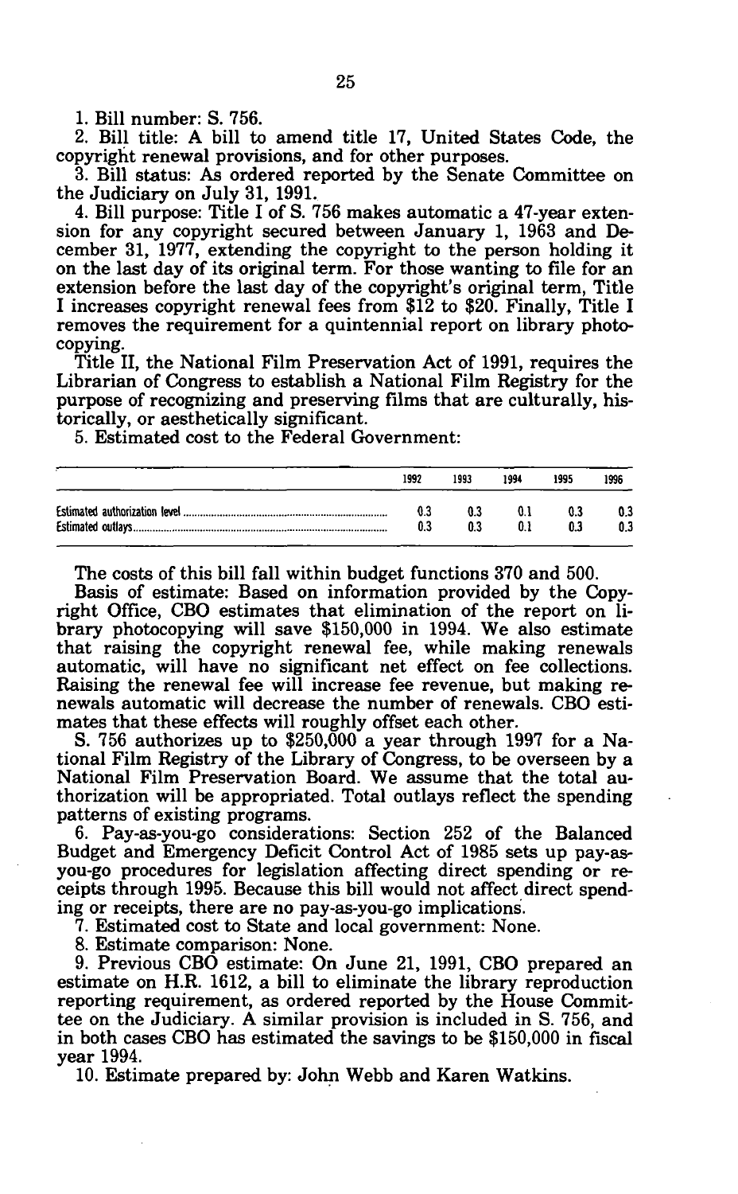1. Bill number: S. 756.

2. Bill title: A bill to amend title 17, United States Code, the copyright renewal provisions, and for other purposes.

3. Bill status: As ordered reported by the Senate Committee on the Judiciary on July 31, 1991.

4. Bill purpose: Title I of S. 756 makes automatic a 47-year extension for any copyright secured between January 1, 1963 and December 31, 1977, extending the copyright to the person holding it on the last day of its original term. For those wanting to file for an extension before the last day of the copyright's original term, Title I increases copyright renewal fees from $12 to $20. Finally, Title I removes the requirement for a quintennial report on library photocopying.

Title II, the National Film Preservation Act of 1991, requires the Librarian of Congress to establish a National Film Registry for the purpose of recognizing and preserving films that are culturally, historically, or aesthetically significant.

5. Estimated cost to the Federal Government:

| | 1992 | 1993 | 1994 | 1995 | 1996 |
|---|---|---|---|---|---|
| Estimated authorization level | 0.3 | 0.3 | 0.1 | 0.3 | 0.3 |
| Estimated outlays | 0.3 | 0.3 | 0.1 | 0.3 | 0.3 |

The costs of this bill fall within budget functions 370 and 500.

Basis of estimate: Based on information provided by the Copyright Office, CBO estimates that elimination of the report on library photocopying will save $150,000 in 1994. We also estimate that raising the copyright renewal fee, while making renewals automatic, will have no significant net effect on fee collections. Raising the renewal fee will increase fee revenue, but making renewals automatic will decrease the number of renewals. CBO estimates that these effects will roughly offset each other.

S. 756 authorizes up to $250,000 a year through 1997 for a National Film Registry of the Library of Congress, to be overseen by a National Film Preservation Board. We assume that the total authorization will be appropriated. Total outlays reflect the spending patterns of existing programs.

6. Pay-as-you-go considerations: Section 252 of the Balanced Budget and Emergency Deficit Control Act of 1985 sets up pay-as-you-go procedures for legislation affecting direct spending or receipts through 1995. Because this bill would not affect direct spending or receipts, there are no pay-as-you-go implications.

7. Estimated cost to State and local government: None.

8. Estimate comparison: None.

9. Previous CBO estimate: On June 21, 1991, CBO prepared an estimate on H.R. 1612, a bill to eliminate the library reproduction reporting requirement, as ordered reported by the House Committee on the Judiciary. A similar provision is included in S. 756, and in both cases CBO has estimated the savings to be $150,000 in fiscal year 1994.

10. Estimate prepared by: John Webb and Karen Watkins.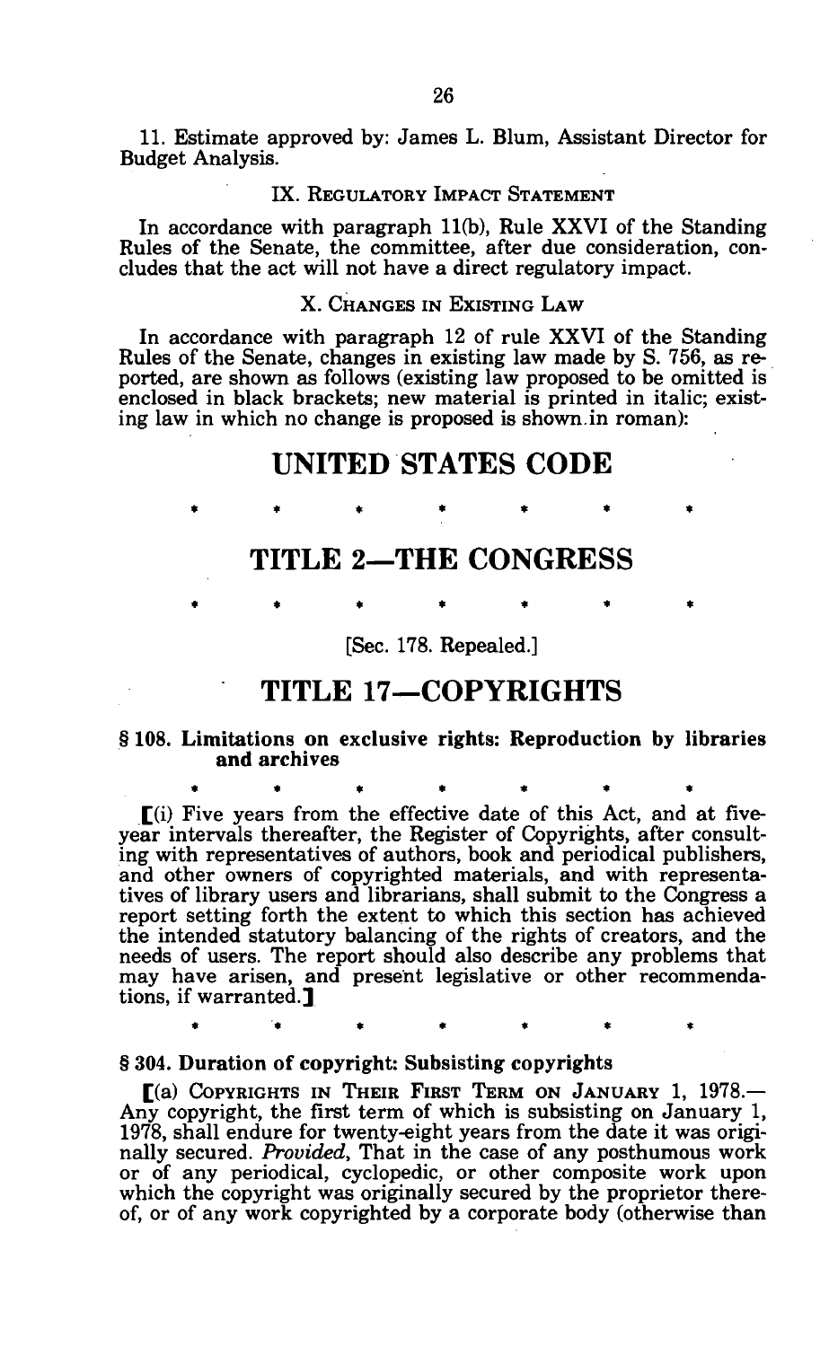11. Estimate approved by: James L. Blum, Assistant Director for Budget Analysis.

### IX. Regulatory Impact Statement

In accordance with paragraph 11(b), Rule XXVI of the Standing Rules of the Senate, the committee, after due consideration, concludes that the act will not have a direct regulatory impact.

### X. Changes in Existing Law

In accordance with paragraph 12 of rule XXVI of the Standing Rules of the Senate, changes in existing law made by S. 756, as reported, are shown as follows (existing law proposed to be omitted is enclosed in black brackets; new material is printed in italic; existing law in which no change is proposed is shown in roman):

# UNITED STATES CODE

\* \* \* \* \* \* \*

# TITLE 2—THE CONGRESS

\* \* \* \* \* \* \*

[Sec. 178. Repealed.]

# TITLE 17—COPYRIGHTS

**§ 108. Limitations on exclusive rights: Reproduction by libraries and archives**

\* \* \* \* \* \* \*

[(i) Five years from the effective date of this Act, and at five-year intervals thereafter, the Register of Copyrights, after consulting with representatives of authors, book and periodical publishers, and other owners of copyrighted materials, and with representatives of library users and librarians, shall submit to the Congress a report setting forth the extent to which this section has achieved the intended statutory balancing of the rights of creators, and the needs of users. The report should also describe any problems that may have arisen, and present legislative or other recommendations, if warranted.]

\* \* \* \* \* \* \*

**§ 304. Duration of copyright: Subsisting copyrights**

[(a) Copyrights in Their First Term on January 1, 1978.—Any copyright, the first term of which is subsisting on January 1, 1978, shall endure for twenty-eight years from the date it was originally secured. *Provided*, That in the case of any posthumous work or of any periodical, cyclopedic, or other composite work upon which the copyright was originally secured by the proprietor thereof, or of any work copyrighted by a corporate body (otherwise than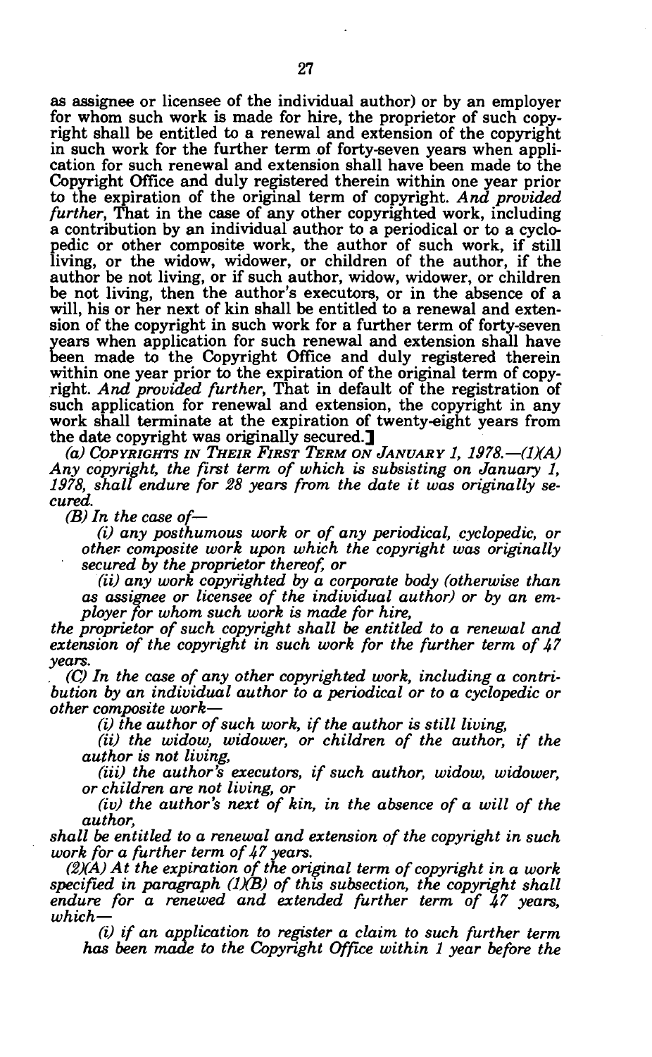as assignee or licensee of the individual author) or by an employer for whom such work is made for hire, the proprietor of such copyright shall be entitled to a renewal and extension of the copyright in such work for the further term of forty-seven years when application for such renewal and extension shall have been made to the Copyright Office and duly registered therein within one year prior to the expiration of the original term of copyright. *And provided further*, That in the case of any other copyrighted work, including a contribution by an individual author to a periodical or to a cyclopedic or other composite work, the author of such work, if still living, or the widow, widower, or children of the author, if the author be not living, or if such author, widow, widower, or children be not living, then the author's executors, or in the absence of a will, his or her next of kin shall be entitled to a renewal and extension of the copyright in such work for a further term of forty-seven years when application for such renewal and extension shall have been made to the Copyright Office and duly registered therein within one year prior to the expiration of the original term of copyright. *And provided further*, That in default of the registration of such application for renewal and extension, the copyright in any work shall terminate at the expiration of twenty-eight years from the date copyright was originally secured.]

*(a) COPYRIGHTS IN THEIR FIRST TERM ON JANUARY 1, 1978.—(1)(A) Any copyright, the first term of which is subsisting on January 1, 1978, shall endure for 28 years from the date it was originally secured.*

*(B) In the case of—*

*(i) any posthumous work or of any periodical, cyclopedic, or other composite work upon which the copyright was originally secured by the proprietor thereof, or*

*(ii) any work copyrighted by a corporate body (otherwise than as assignee or licensee of the individual author) or by an employer for whom such work is made for hire,*

*the proprietor of such copyright shall be entitled to a renewal and extension of the copyright in such work for the further term of 47 years.*

*(C) In the case of any other copyrighted work, including a contribution by an individual author to a periodical or to a cyclopedic or other composite work—*

*(i) the author of such work, if the author is still living,*

*(ii) the widow, widower, or children of the author, if the author is not living,*

*(iii) the author's executors, if such author, widow, widower, or children are not living, or*

*(iv) the author's next of kin, in the absence of a will of the author,*

*shall be entitled to a renewal and extension of the copyright in such work for a further term of 47 years.*

*(2)(A) At the expiration of the original term of copyright in a work specified in paragraph (1)(B) of this subsection, the copyright shall endure for a renewed and extended further term of 47 years, which—*

*(i) if an application to register a claim to such further term has been made to the Copyright Office within 1 year before the*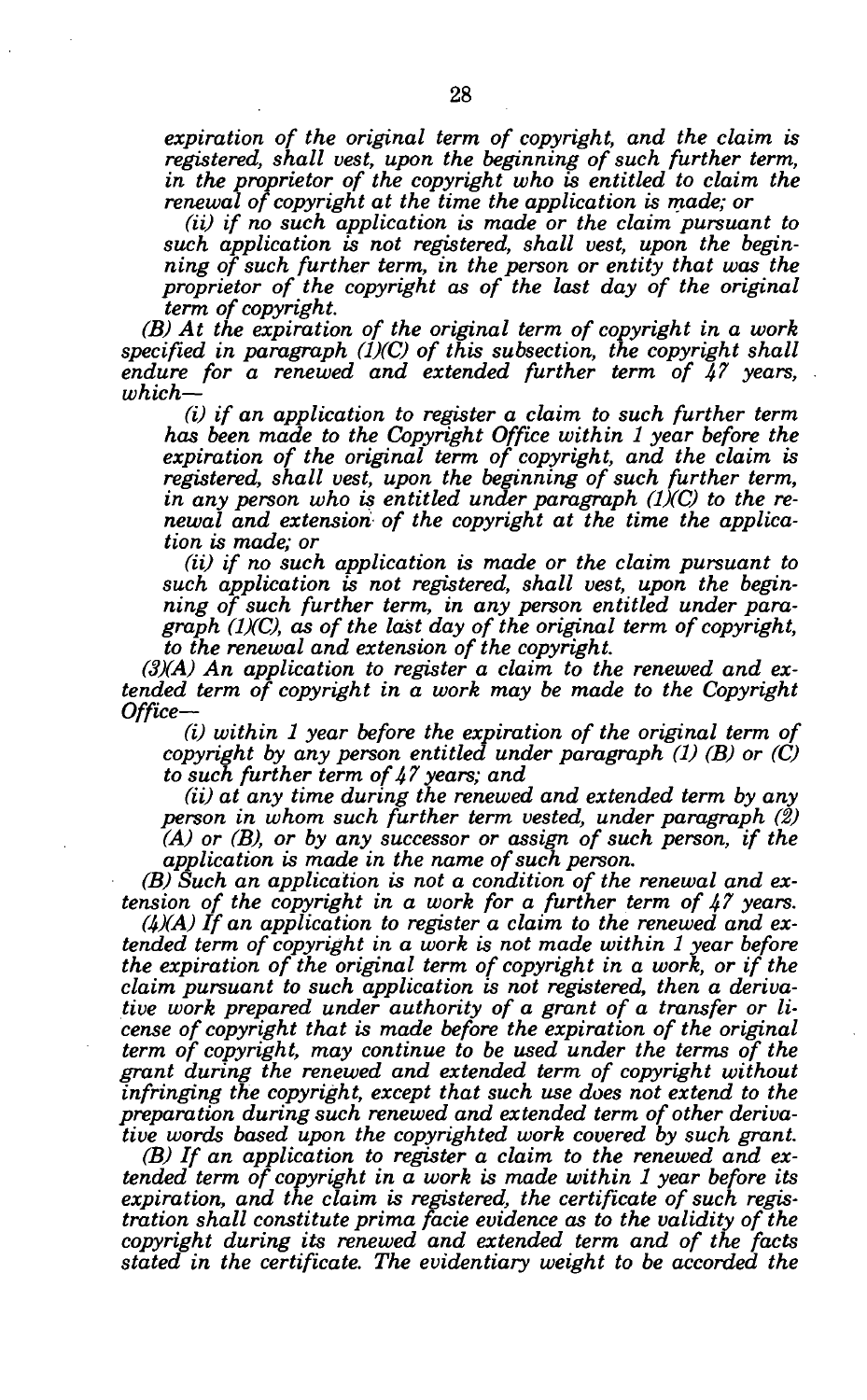*expiration of the original term of copyright, and the claim is registered, shall vest, upon the beginning of such further term, in the proprietor of the copyright who is entitled to claim the renewal of copyright at the time the application is made; or*

*(ii) if no such application is made or the claim pursuant to such application is not registered, shall vest, upon the beginning of such further term, in the person or entity that was the proprietor of the copyright as of the last day of the original term of copyright.*

*(B) At the expiration of the original term of copyright in a work specified in paragraph (1)(C) of this subsection, the copyright shall endure for a renewed and extended further term of 47 years, which—*

*(i) if an application to register a claim to such further term has been made to the Copyright Office within 1 year before the expiration of the original term of copyright, and the claim is registered, shall vest, upon the beginning of such further term, in any person who is entitled under paragraph (1)(C) to the renewal and extension of the copyright at the time the application is made; or*

*(ii) if no such application is made or the claim pursuant to such application is not registered, shall vest, upon the beginning of such further term, in any person entitled under paragraph (1)(C), as of the last day of the original term of copyright, to the renewal and extension of the copyright.*

*(3)(A) An application to register a claim to the renewed and extended term of copyright in a work may be made to the Copyright Office—*

*(i) within 1 year before the expiration of the original term of copyright by any person entitled under paragraph (1) (B) or (C) to such further term of 47 years; and*

*(ii) at any time during the renewed and extended term by any person in whom such further term vested, under paragraph (2) (A) or (B), or by any successor or assign of such person, if the application is made in the name of such person.*

*(B) Such an application is not a condition of the renewal and extension of the copyright in a work for a further term of 47 years.*

*(4)(A) If an application to register a claim to the renewed and extended term of copyright in a work is not made within 1 year before the expiration of the original term of copyright in a work, or if the claim pursuant to such application is not registered, then a derivative work prepared under authority of a grant of a transfer or license of copyright that is made before the expiration of the original term of copyright, may continue to be used under the terms of the grant during the renewed and extended term of copyright without infringing the copyright, except that such use does not extend to the preparation during such renewed and extended term of other derivative words based upon the copyrighted work covered by such grant.*

*(B) If an application to register a claim to the renewed and extended term of copyright in a work is made within 1 year before its expiration, and the claim is registered, the certificate of such registration shall constitute prima facie evidence as to the validity of the copyright during its renewed and extended term and of the facts stated in the certificate. The evidentiary weight to be accorded the*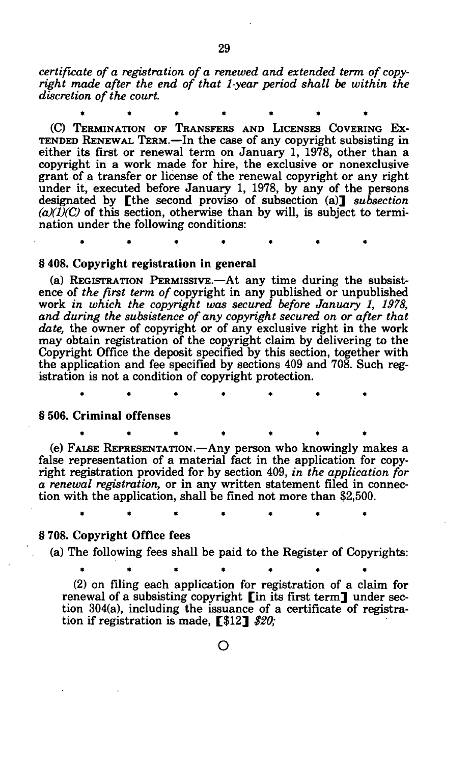*certificate of a registration of a renewed and extended term of copyright made after the end of that 1-year period shall be within the discretion of the court.*

\* \* \* \* \* \* \*

(C) TERMINATION OF TRANSFERS AND LICENSES COVERING EXTENDED RENEWAL TERM.—In the case of any copyright subsisting in either its first or renewal term on January 1, 1978, other than a copyright in a work made for hire, the exclusive or nonexclusive grant of a transfer or license of the renewal copyright or any right under it, executed before January 1, 1978, by any of the persons designated by [the second proviso of subsection (a)] *subsection (a)(1)(C)* of this section, otherwise than by will, is subject to termination under the following conditions:

\* \* \* \* \* \* \*

**§ 408. Copyright registration in general**

(a) REGISTRATION PERMISSIVE.—At any time during the subsistence of *the first term of* copyright in any published or unpublished work *in which the copyright was secured before January 1, 1978, and during the subsistence of any copyright secured on or after that date,* the owner of copyright or of any exclusive right in the work may obtain registration of the copyright claim by delivering to the Copyright Office the deposit specified by this section, together with the application and fee specified by sections 409 and 708. Such registration is not a condition of copyright protection.

\* \* \* \* \* \* \*

**§ 506. Criminal offenses**

\* \* \* \* \* \* \*

(e) FALSE REPRESENTATION.—Any person who knowingly makes a false representation of a material fact in the application for copyright registration provided for by section 409, *in the application for a renewal registration,* or in any written statement filed in connection with the application, shall be fined not more than $2,500.

\* \* \* \* \* \* \*

**§ 708. Copyright Office fees**

(a) The following fees shall be paid to the Register of Copyrights:

\* \* \* \* \* \* \*

(2) on filing each application for registration of a claim for renewal of a subsisting copyright [in its first term] under section 304(a), including the issuance of a certificate of registration if registration is made, [$12] *$20;*

O